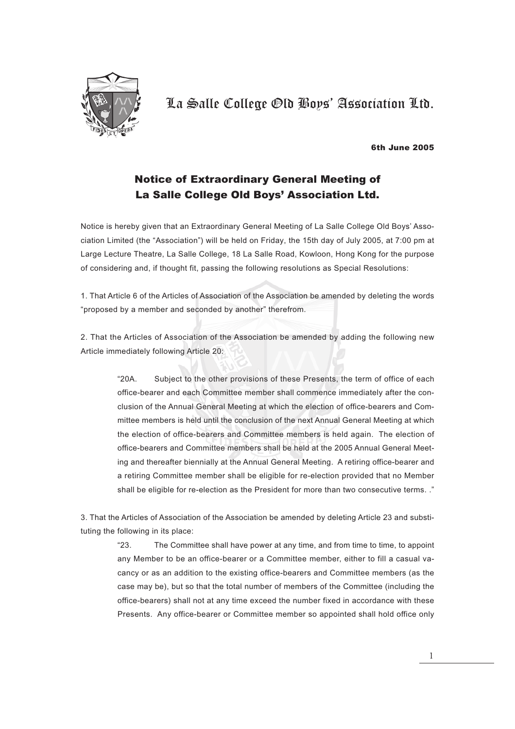# La Salle College Old Boys' Association Ltd.

**6th June 2005**

## Notice of Extraordinary General Meeting of La Salle College Old Boys' Association Ltd.

Notice is hereby given that an Extraordinary General Meeting of La Salle College Old Boys' Association Limited (the "Association") will be held on Friday, the 15th day of July 2005, at 7:00 pm at Large Lecture Theatre, La Salle College, 18 La Salle Road, Kowloon, Hong Kong for the purpose of considering and, if thought fit, passing the following resolutions as Special Resolutions:

1. That Article 6 of the Articles of Association of the Association be amended by deleting the words "proposed by a member and seconded by another" therefrom.

2. That the Articles of Association of the Association be amended by adding the following new Article immediately following Article 20:

> "20A. Subject to the other provisions of these Presents, the term of office of each office-bearer and each Committee member shall commence immediately after the conclusion of the Annual General Meeting at which the election of office-bearers and Committee members is held until the conclusion of the next Annual General Meeting at which the election of office-bearers and Committee members is held again. The election of office-bearers and Committee members shall be held at the 2005 Annual General Meeting and thereafter biennially at the Annual General Meeting. A retiring office-bearer and a retiring Committee member shall be eligible for re-election provided that no Member shall be eligible for re-election as the President for more than two consecutive terms. ."

3. That the Articles of Association of the Association be amended by deleting Article 23 and substituting the following in its place:

> "23. The Committee shall have power at any time, and from time to time, to appoint any Member to be an office-bearer or a Committee member, either to fill a casual vacancy or as an addition to the existing office-bearers and Committee members (as the case may be), but so that the total number of members of the Committee (including the office-bearers) shall not at any time exceed the number fixed in accordance with these Presents. Any office-bearer or Committee member so appointed shall hold office only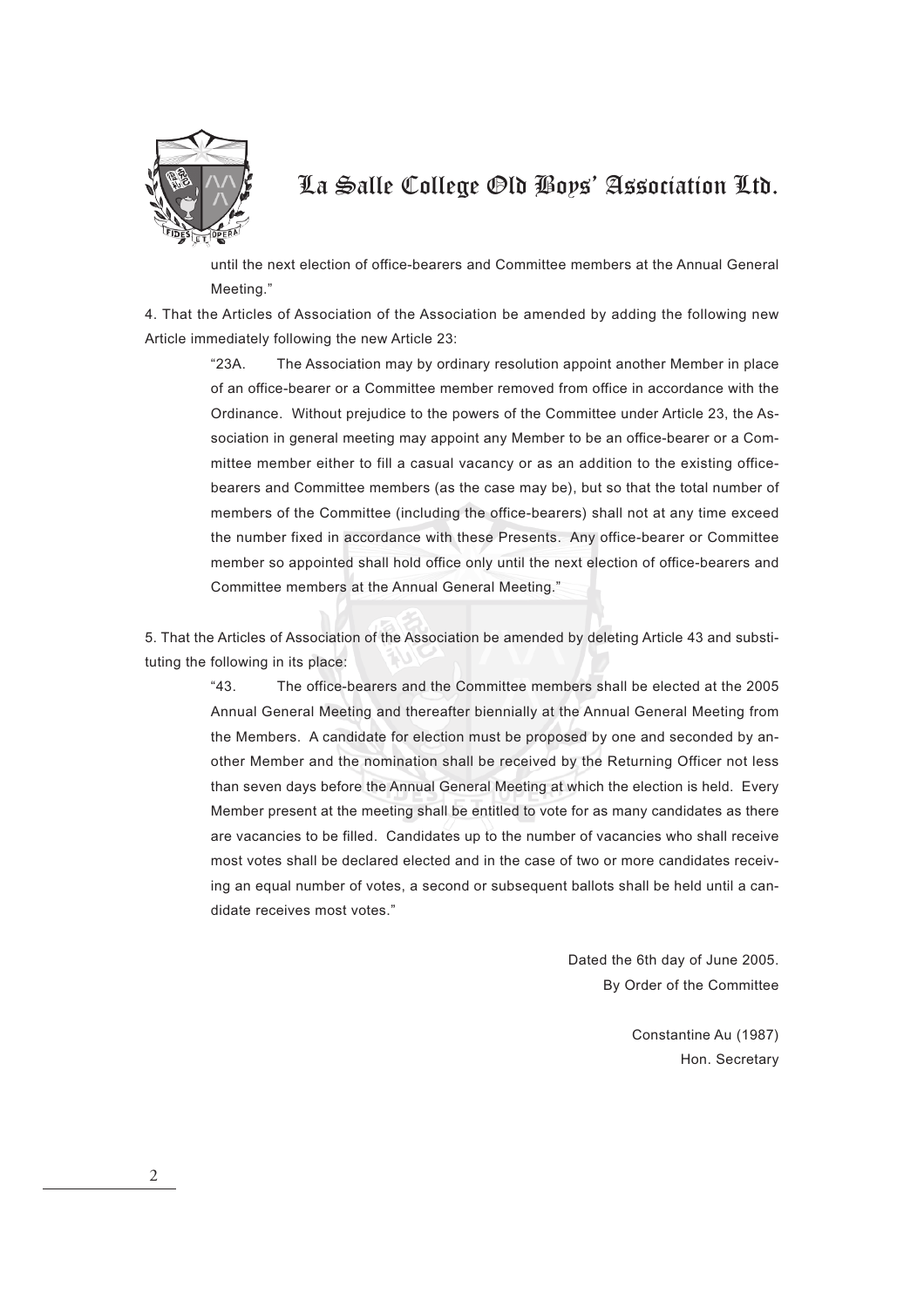until the next election of office-bearers and Committee members at the Annual General Meeting."

4. That the Articles of Association of the Association be amended by adding the following new Article immediately following the new Article 23:

> "23A. The Association may by ordinary resolution appoint another Member in place of an office-bearer or a Committee member removed from office in accordance with the Ordinance. Without prejudice to the powers of the Committee under Article 23, the Association in general meeting may appoint any Member to be an office-bearer or a Committee member either to fill a casual vacancy or as an addition to the existing office-bearers and Committee members (as the case may be), but so that the total number of members of the Committee (including the office-bearers) shall not at any time exceed the number fixed in accordance with these Presents. Any office-bearer or Committee member so appointed shall hold office only until the next election of office-bearers and Committee members at the Annual General Meeting."

5. That the Articles of Association of the Association be amended by deleting Article 43 and substituting the following in its place:

> "43. The office-bearers and the Committee members shall be elected at the 2005 Annual General Meeting and thereafter biennially at the Annual General Meeting from the Members. A candidate for election must be proposed by one and seconded by another Member and the nomination shall be received by the Returning Officer not less than seven days before the Annual General Meeting at which the election is held. Every Member present at the meeting shall be entitled to vote for as many candidates as there are vacancies to be filled. Candidates up to the number of vacancies who shall receive most votes shall be declared elected and in the case of two or more candidates receiving an equal number of votes, a second or subsequent ballots shall be held until a candidate receives most votes."

Dated the 6th day of June 2005.
By Order of the Committee

Constantine Au (1987)
Hon. Secretary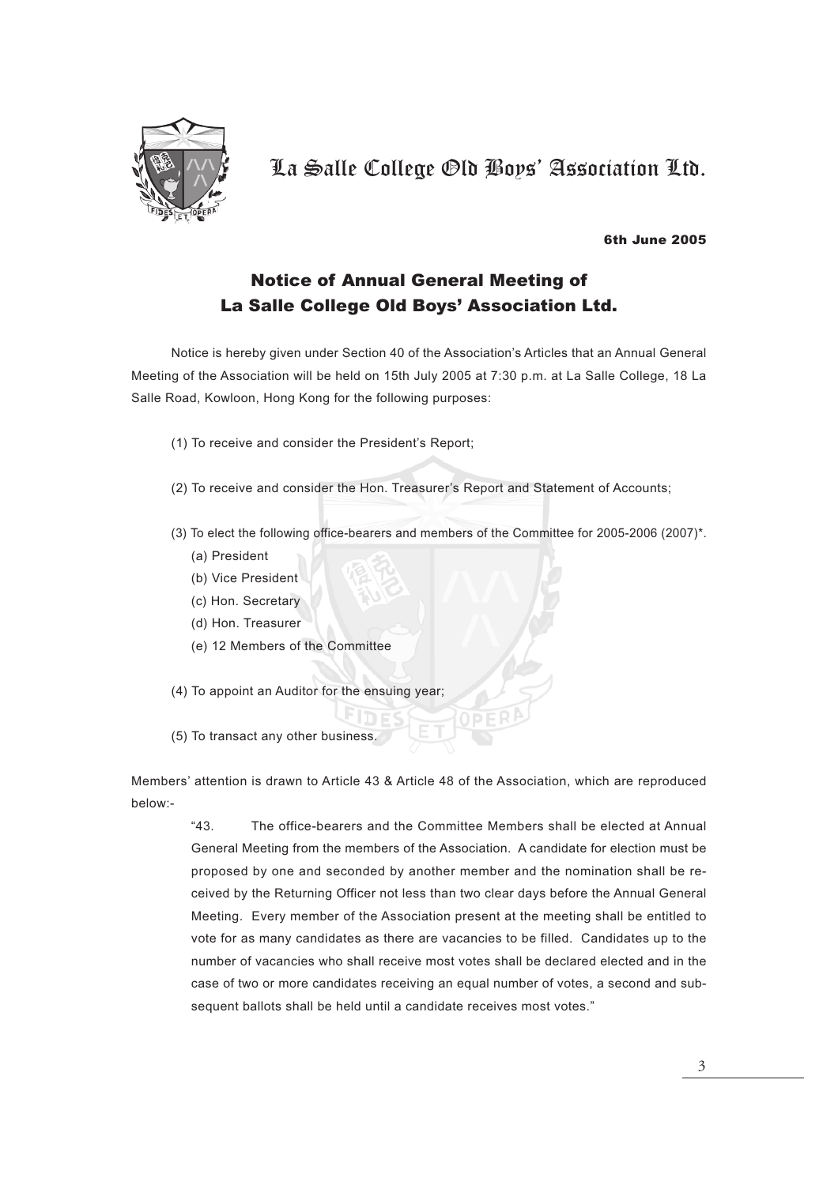# La Salle College Old Boys' Association Ltd.

**6th June 2005**

## Notice of Annual General Meeting of La Salle College Old Boys' Association Ltd.

Notice is hereby given under Section 40 of the Association's Articles that an Annual General Meeting of the Association will be held on 15th July 2005 at 7:30 p.m. at La Salle College, 18 La Salle Road, Kowloon, Hong Kong for the following purposes:

(1) To receive and consider the President's Report;

(2) To receive and consider the Hon. Treasurer's Report and Statement of Accounts;

(3) To elect the following office-bearers and members of the Committee for 2005-2006 (2007)*.
- (a) President
- (b) Vice President
- (c) Hon. Secretary
- (d) Hon. Treasurer
- (e) 12 Members of the Committee

(4) To appoint an Auditor for the ensuing year;

(5) To transact any other business.

Members' attention is drawn to Article 43 & Article 48 of the Association, which are reproduced below:-

> "43. The office-bearers and the Committee Members shall be elected at Annual General Meeting from the members of the Association. A candidate for election must be proposed by one and seconded by another member and the nomination shall be received by the Returning Officer not less than two clear days before the Annual General Meeting. Every member of the Association present at the meeting shall be entitled to vote for as many candidates as there are vacancies to be filled. Candidates up to the number of vacancies who shall receive most votes shall be declared elected and in the case of two or more candidates receiving an equal number of votes, a second and subsequent ballots shall be held until a candidate receives most votes."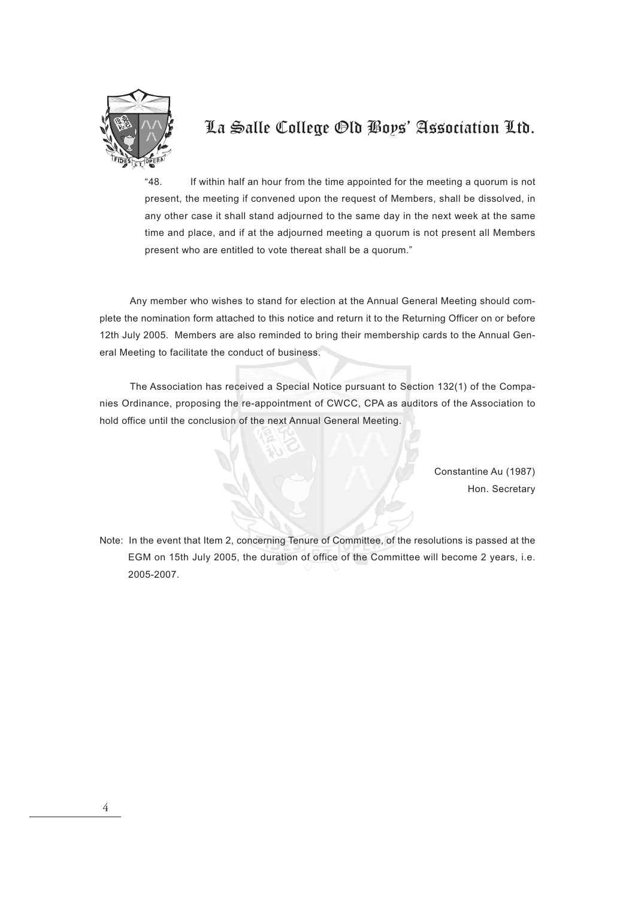# La Salle College Old Boys' Association Ltd.

> "48. If within half an hour from the time appointed for the meeting a quorum is not present, the meeting if convened upon the request of Members, shall be dissolved, in any other case it shall stand adjourned to the same day in the next week at the same time and place, and if at the adjourned meeting a quorum is not present all Members present who are entitled to vote thereat shall be a quorum."

Any member who wishes to stand for election at the Annual General Meeting should complete the nomination form attached to this notice and return it to the Returning Officer on or before 12th July 2005. Members are also reminded to bring their membership cards to the Annual General Meeting to facilitate the conduct of business.

The Association has received a Special Notice pursuant to Section 132(1) of the Companies Ordinance, proposing the re-appointment of CWCC, CPA as auditors of the Association to hold office until the conclusion of the next Annual General Meeting.

Constantine Au (1987)
Hon. Secretary

Note: In the event that Item 2, concerning Tenure of Committee, of the resolutions is passed at the EGM on 15th July 2005, the duration of office of the Committee will become 2 years, i.e. 2005-2007.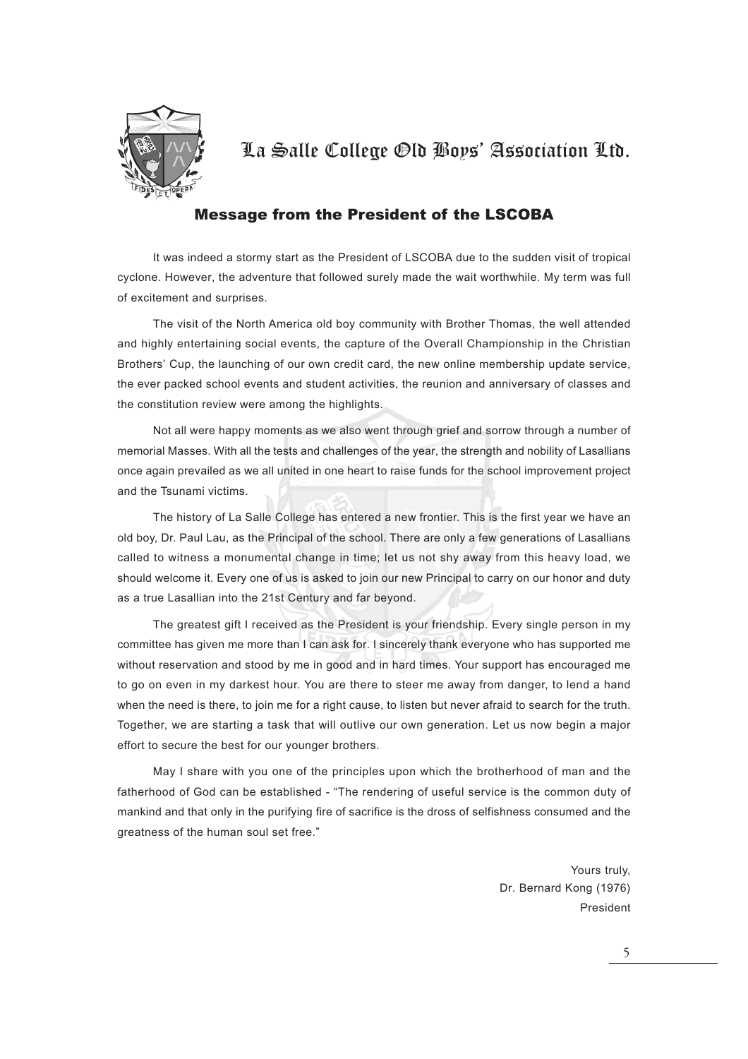# La Salle College Old Boys' Association Ltd.

## Message from the President of the LSCOBA

It was indeed a stormy start as the President of LSCOBA due to the sudden visit of tropical cyclone. However, the adventure that followed surely made the wait worthwhile. My term was full of excitement and surprises.

The visit of the North America old boy community with Brother Thomas, the well attended and highly entertaining social events, the capture of the Overall Championship in the Christian Brothers' Cup, the launching of our own credit card, the new online membership update service, the ever packed school events and student activities, the reunion and anniversary of classes and the constitution review were among the highlights.

Not all were happy moments as we also went through grief and sorrow through a number of memorial Masses. With all the tests and challenges of the year, the strength and nobility of Lasallians once again prevailed as we all united in one heart to raise funds for the school improvement project and the Tsunami victims.

The history of La Salle College has entered a new frontier. This is the first year we have an old boy, Dr. Paul Lau, as the Principal of the school. There are only a few generations of Lasallians called to witness a monumental change in time; let us not shy away from this heavy load, we should welcome it. Every one of us is asked to join our new Principal to carry on our honor and duty as a true Lasallian into the 21st Century and far beyond.

The greatest gift I received as the President is your friendship. Every single person in my committee has given me more than I can ask for. I sincerely thank everyone who has supported me without reservation and stood by me in good and in hard times. Your support has encouraged me to go on even in my darkest hour. You are there to steer me away from danger, to lend a hand when the need is there, to join me for a right cause, to listen but never afraid to search for the truth. Together, we are starting a task that will outlive our own generation. Let us now begin a major effort to secure the best for our younger brothers.

May I share with you one of the principles upon which the brotherhood of man and the fatherhood of God can be established - "The rendering of useful service is the common duty of mankind and that only in the purifying fire of sacrifice is the dross of selfishness consumed and the greatness of the human soul set free."

Yours truly,
Dr. Bernard Kong (1976)
President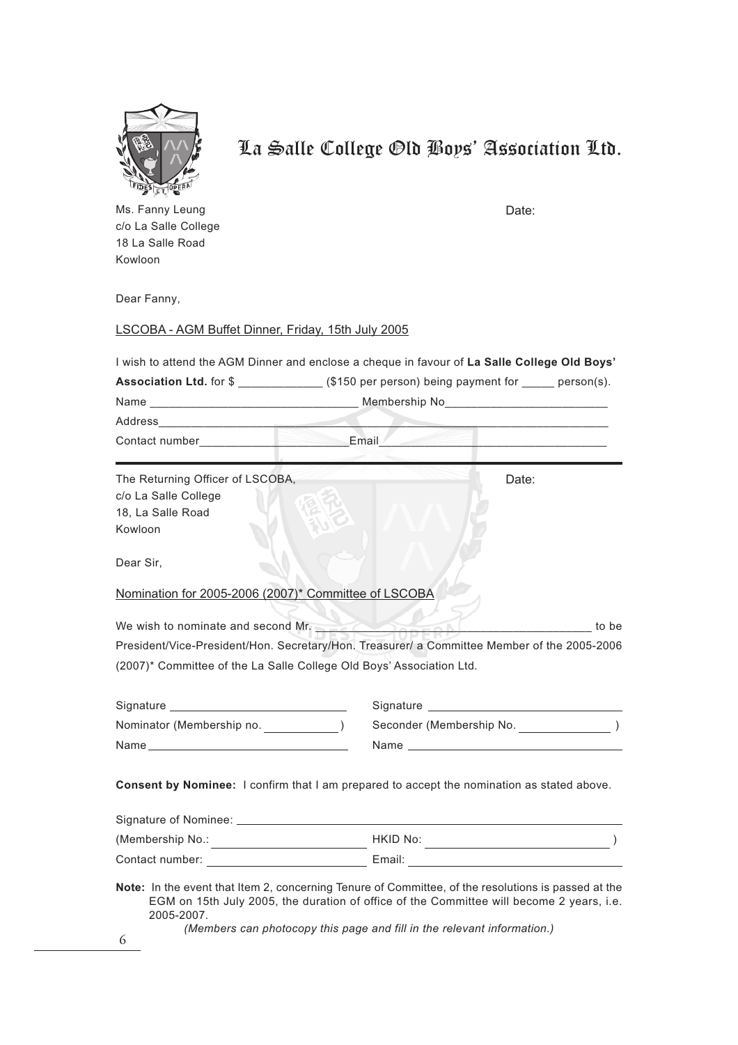# La Salle College Old Boys' Association Ltd.

Ms. Fanny Leung
c/o La Salle College
18 La Salle Road
Kowloon

Date:

Dear Fanny,

LSCOBA - AGM Buffet Dinner, Friday, 15th July 2005

I wish to attend the AGM Dinner and enclose a cheque in favour of **La Salle College Old Boys' Association Ltd.** for $ _____________ ($150 per person) being payment for _____ person(s).

Name _______________________________ Membership No________________________

Address________________________________________________________________

Contact number_______________________Email___________________________________

---

The Returning Officer of LSCOBA,
c/o La Salle College
18, La Salle Road
Kowloon

Date:

Dear Sir,

Nomination for 2005-2006 (2007)* Committee of LSCOBA

We wish to nominate and second Mr. ____________________________________________ to be President/Vice-President/Hon. Secretary/Hon. Treasurer/ a Committee Member of the 2005-2006 (2007)* Committee of the La Salle College Old Boys' Association Ltd.

Signature ___________________________ Signature ________________________________

Nominator (Membership no. ___________ ) Seconder (Membership No. _____________ )

Name ______________________________ Name ___________________________________

**Consent by Nominee:** I confirm that I am prepared to accept the nomination as stated above.

Signature of Nominee: ___________________________________________________________

(Membership No.: ______________________ HKID No: __________________________ )

Contact number: _______________________ Email: _______________________________

**Note:** In the event that Item 2, concerning Tenure of Committee, of the resolutions is passed at the EGM on 15th July 2005, the duration of office of the Committee will become 2 years, i.e. 2005-2007.

*(Members can photocopy this page and fill in the relevant information.)*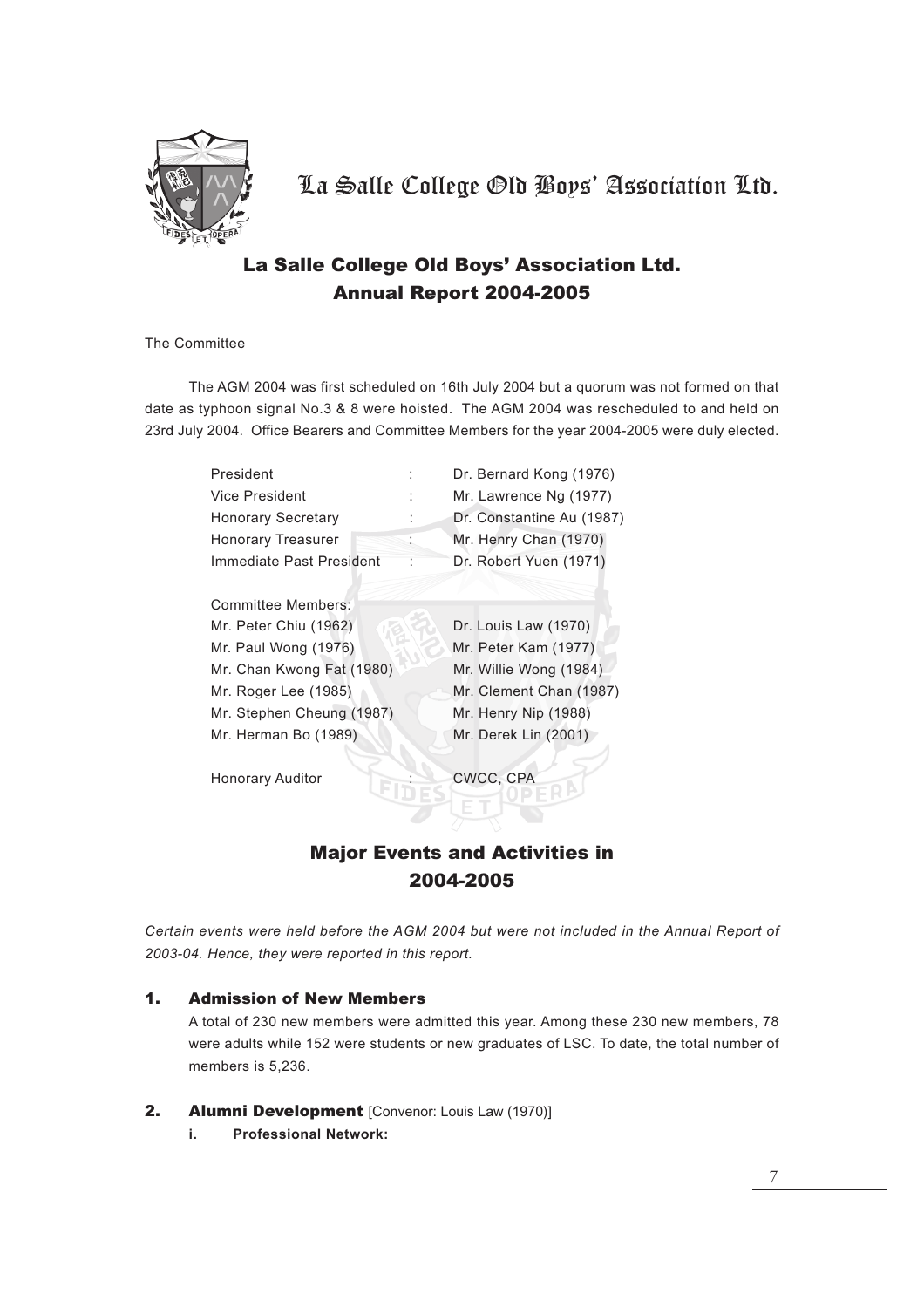# La Salle College Old Boys' Association Ltd.

## La Salle College Old Boys' Association Ltd. Annual Report 2004-2005

The Committee

The AGM 2004 was first scheduled on 16th July 2004 but a quorum was not formed on that date as typhoon signal No.3 & 8 were hoisted. The AGM 2004 was rescheduled to and held on 23rd July 2004. Office Bearers and Committee Members for the year 2004-2005 were duly elected.

| | | |
|---|---|---|
| President | : | Dr. Bernard Kong (1976) |
| Vice President | : | Mr. Lawrence Ng (1977) |
| Honorary Secretary | : | Dr. Constantine Au (1987) |
| Honorary Treasurer | : | Mr. Henry Chan (1970) |
| Immediate Past President | : | Dr. Robert Yuen (1971) |

Committee Members:

| | |
|---|---|
| Mr. Peter Chiu (1962) | Dr. Louis Law (1970) |
| Mr. Paul Wong (1976) | Mr. Peter Kam (1977) |
| Mr. Chan Kwong Fat (1980) | Mr. Willie Wong (1984) |
| Mr. Roger Lee (1985) | Mr. Clement Chan (1987) |
| Mr. Stephen Cheung (1987) | Mr. Henry Nip (1988) |
| Mr. Herman Bo (1989) | Mr. Derek Lin (2001) |

Honorary Auditor : CWCC, CPA

## Major Events and Activities in 2004-2005

*Certain events were held before the AGM 2004 but were not included in the Annual Report of 2003-04. Hence, they were reported in this report.*

### 1. Admission of New Members

A total of 230 new members were admitted this year. Among these 230 new members, 78 were adults while 152 were students or new graduates of LSC. To date, the total number of members is 5,236.

### 2. Alumni Development [Convenor: Louis Law (1970)]

**i. Professional Network:**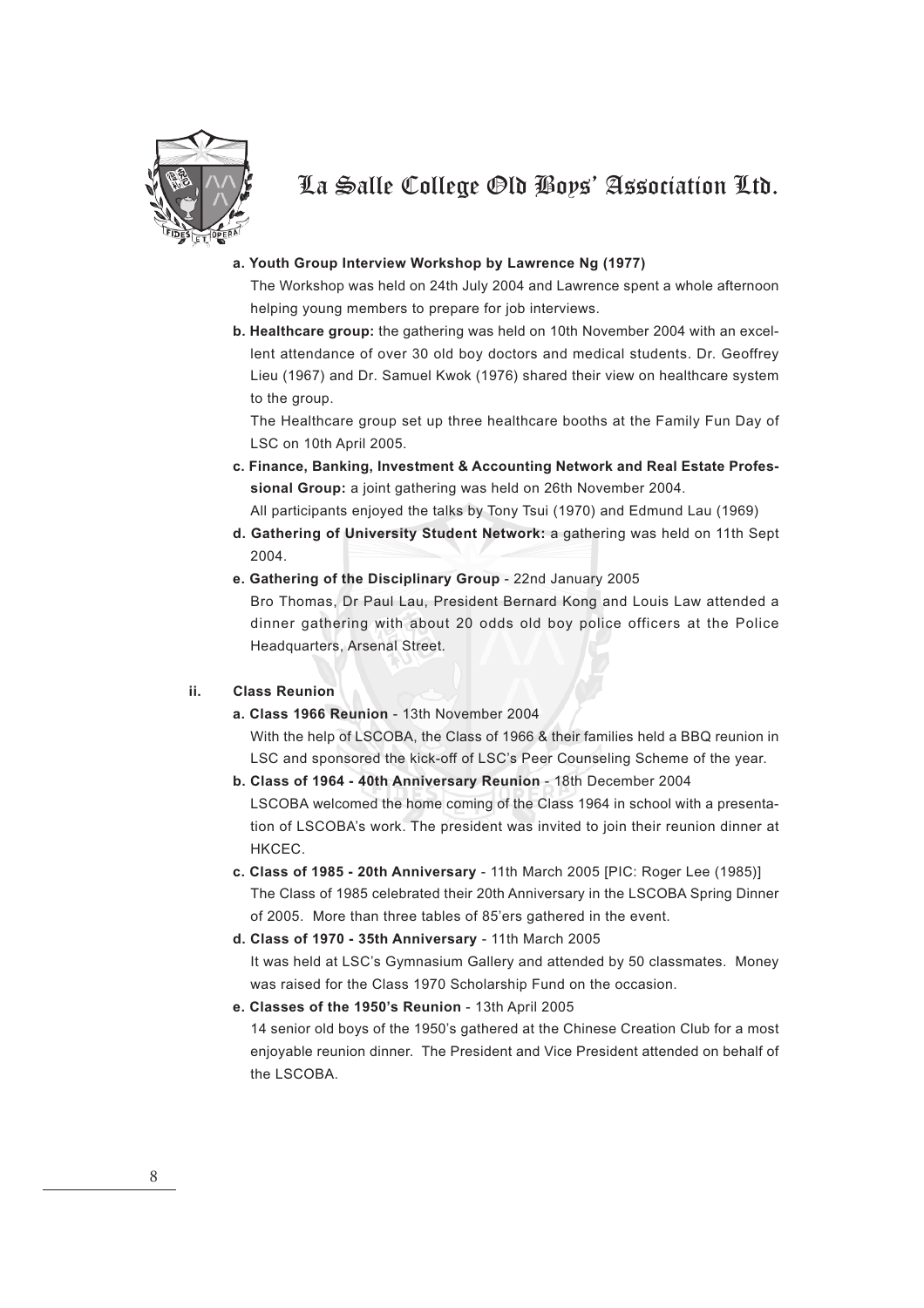a. **Youth Group Interview Workshop by Lawrence Ng (1977)**
   The Workshop was held on 24th July 2004 and Lawrence spent a whole afternoon helping young members to prepare for job interviews.

b. **Healthcare group:** the gathering was held on 10th November 2004 with an excellent attendance of over 30 old boy doctors and medical students. Dr. Geoffrey Lieu (1967) and Dr. Samuel Kwok (1976) shared their view on healthcare system to the group.
   The Healthcare group set up three healthcare booths at the Family Fun Day of LSC on 10th April 2005.

c. **Finance, Banking, Investment & Accounting Network and Real Estate Professional Group:** a joint gathering was held on 26th November 2004.
   All participants enjoyed the talks by Tony Tsui (1970) and Edmund Lau (1969)

d. **Gathering of University Student Network:** a gathering was held on 11th Sept 2004.

e. **Gathering of the Disciplinary Group** - 22nd January 2005
   Bro Thomas, Dr Paul Lau, President Bernard Kong and Louis Law attended a dinner gathering with about 20 odds old boy police officers at the Police Headquarters, Arsenal Street.

**ii. Class Reunion**

a. **Class 1966 Reunion** - 13th November 2004
   With the help of LSCOBA, the Class of 1966 & their families held a BBQ reunion in LSC and sponsored the kick-off of LSC's Peer Counseling Scheme of the year.

b. **Class of 1964 - 40th Anniversary Reunion** - 18th December 2004
   LSCOBA welcomed the home coming of the Class 1964 in school with a presentation of LSCOBA's work. The president was invited to join their reunion dinner at HKCEC.

c. **Class of 1985 - 20th Anniversary** - 11th March 2005 [PIC: Roger Lee (1985)]
   The Class of 1985 celebrated their 20th Anniversary in the LSCOBA Spring Dinner of 2005. More than three tables of 85'ers gathered in the event.

d. **Class of 1970 - 35th Anniversary** - 11th March 2005
   It was held at LSC's Gymnasium Gallery and attended by 50 classmates. Money was raised for the Class 1970 Scholarship Fund on the occasion.

e. **Classes of the 1950's Reunion** - 13th April 2005
   14 senior old boys of the 1950's gathered at the Chinese Creation Club for a most enjoyable reunion dinner. The President and Vice President attended on behalf of the LSCOBA.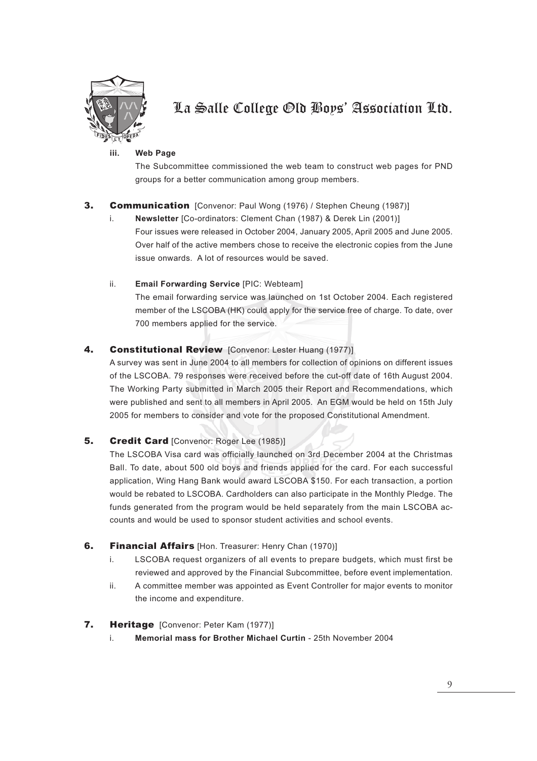**iii. Web Page**

The Subcommittee commissioned the web team to construct web pages for PND groups for a better communication among group members.

## 3. Communication [Convenor: Paul Wong (1976) / Stephen Cheung (1987)]

i. **Newsletter** [Co-ordinators: Clement Chan (1987) & Derek Lin (2001)]

Four issues were released in October 2004, January 2005, April 2005 and June 2005. Over half of the active members chose to receive the electronic copies from the June issue onwards. A lot of resources would be saved.

ii. **Email Forwarding Service** [PIC: Webteam]

The email forwarding service was launched on 1st October 2004. Each registered member of the LSCOBA (HK) could apply for the service free of charge. To date, over 700 members applied for the service.

## 4. Constitutional Review [Convenor: Lester Huang (1977)]

A survey was sent in June 2004 to all members for collection of opinions on different issues of the LSCOBA. 79 responses were received before the cut-off date of 16th August 2004. The Working Party submitted in March 2005 their Report and Recommendations, which were published and sent to all members in April 2005. An EGM would be held on 15th July 2005 for members to consider and vote for the proposed Constitutional Amendment.

## 5. Credit Card [Convenor: Roger Lee (1985)]

The LSCOBA Visa card was officially launched on 3rd December 2004 at the Christmas Ball. To date, about 500 old boys and friends applied for the card. For each successful application, Wing Hang Bank would award LSCOBA $150. For each transaction, a portion would be rebated to LSCOBA. Cardholders can also participate in the Monthly Pledge. The funds generated from the program would be held separately from the main LSCOBA accounts and would be used to sponsor student activities and school events.

## 6. Financial Affairs [Hon. Treasurer: Henry Chan (1970)]

i. LSCOBA request organizers of all events to prepare budgets, which must first be reviewed and approved by the Financial Subcommittee, before event implementation.

ii. A committee member was appointed as Event Controller for major events to monitor the income and expenditure.

## 7. Heritage [Convenor: Peter Kam (1977)]

i. **Memorial mass for Brother Michael Curtin** - 25th November 2004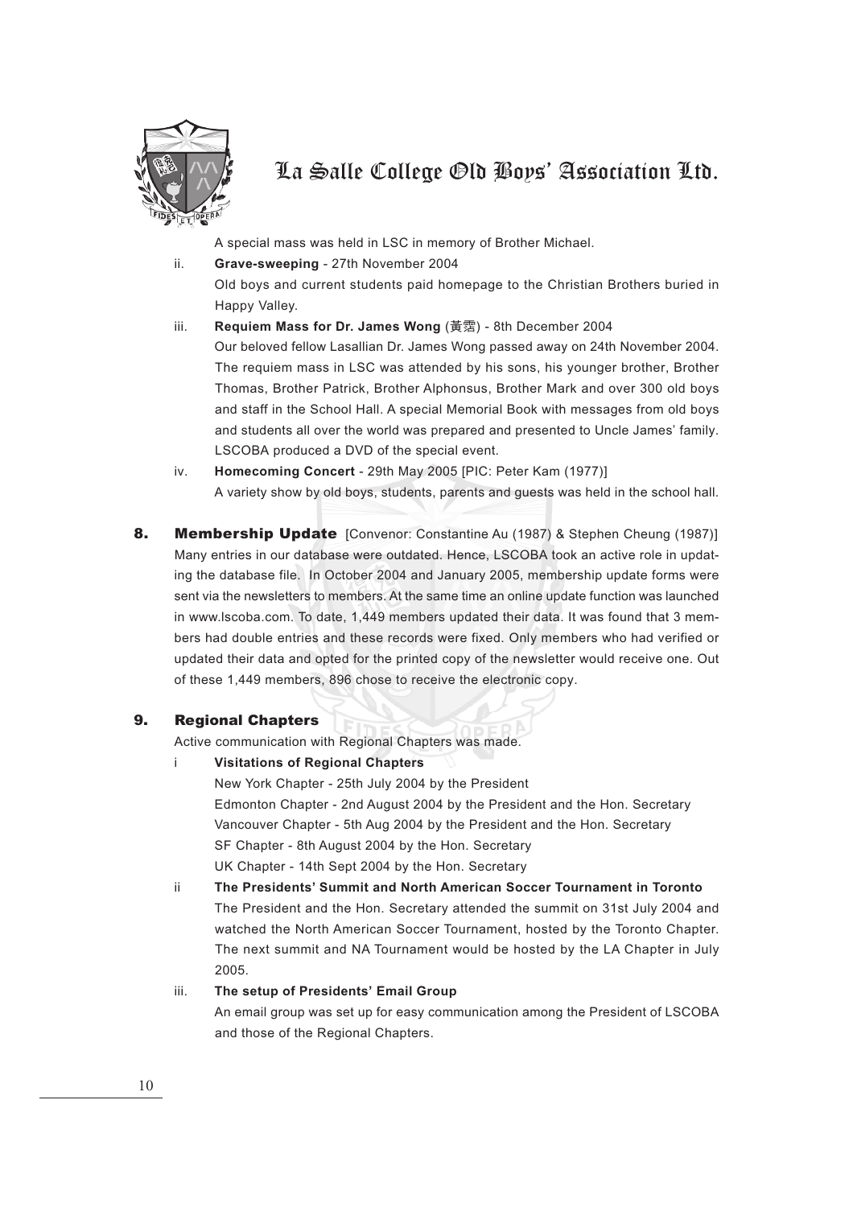A special mass was held in LSC in memory of Brother Michael.

ii. **Grave-sweeping** - 27th November 2004
Old boys and current students paid homepage to the Christian Brothers buried in Happy Valley.

iii. **Requiem Mass for Dr. James Wong** (黃霑) - 8th December 2004
Our beloved fellow Lasallian Dr. James Wong passed away on 24th November 2004. The requiem mass in LSC was attended by his sons, his younger brother, Brother Thomas, Brother Patrick, Brother Alphonsus, Brother Mark and over 300 old boys and staff in the School Hall. A special Memorial Book with messages from old boys and students all over the world was prepared and presented to Uncle James' family. LSCOBA produced a DVD of the special event.

iv. **Homecoming Concert** - 29th May 2005 [PIC: Peter Kam (1977)]
A variety show by old boys, students, parents and guests was held in the school hall.

## 8. Membership Update [Convenor: Constantine Au (1987) & Stephen Cheung (1987)]

Many entries in our database were outdated. Hence, LSCOBA took an active role in updating the database file. In October 2004 and January 2005, membership update forms were sent via the newsletters to members. At the same time an online update function was launched in www.lscoba.com. To date, 1,449 members updated their data. It was found that 3 members had double entries and these records were fixed. Only members who had verified or updated their data and opted for the printed copy of the newsletter would receive one. Out of these 1,449 members, 896 chose to receive the electronic copy.

## 9. Regional Chapters

Active communication with Regional Chapters was made.

i **Visitations of Regional Chapters**
New York Chapter - 25th July 2004 by the President
Edmonton Chapter - 2nd August 2004 by the President and the Hon. Secretary
Vancouver Chapter - 5th Aug 2004 by the President and the Hon. Secretary
SF Chapter - 8th August 2004 by the Hon. Secretary
UK Chapter - 14th Sept 2004 by the Hon. Secretary

ii **The Presidents' Summit and North American Soccer Tournament in Toronto**
The President and the Hon. Secretary attended the summit on 31st July 2004 and watched the North American Soccer Tournament, hosted by the Toronto Chapter. The next summit and NA Tournament would be hosted by the LA Chapter in July 2005.

iii. **The setup of Presidents' Email Group**
An email group was set up for easy communication among the President of LSCOBA and those of the Regional Chapters.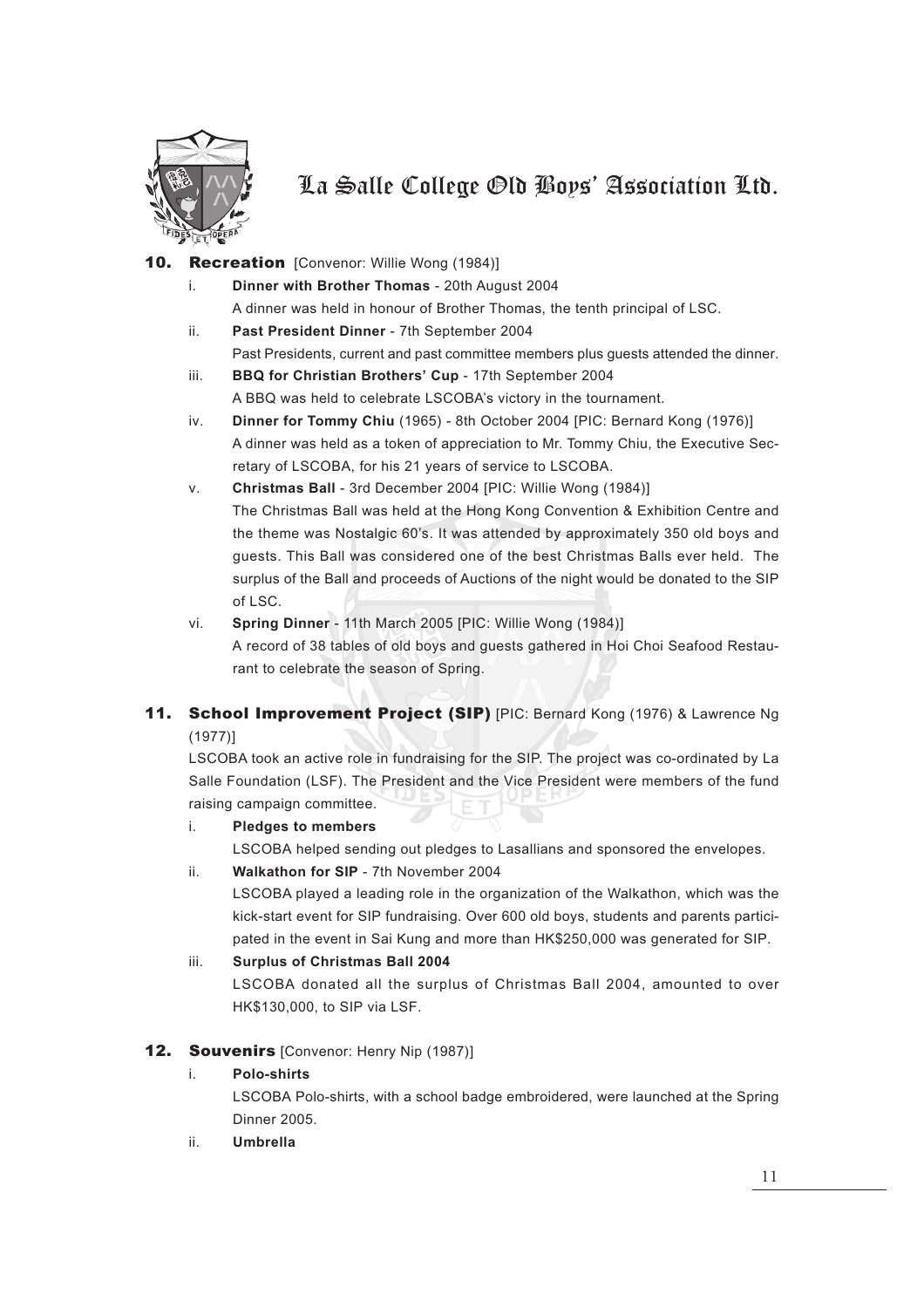# La Salle College Old Boys' Association Ltd.

## 10. Recreation [Convenor: Willie Wong (1984)]

i. **Dinner with Brother Thomas** - 20th August 2004
A dinner was held in honour of Brother Thomas, the tenth principal of LSC.

ii. **Past President Dinner** - 7th September 2004
Past Presidents, current and past committee members plus guests attended the dinner.

iii. **BBQ for Christian Brothers' Cup** - 17th September 2004
A BBQ was held to celebrate LSCOBA's victory in the tournament.

iv. **Dinner for Tommy Chiu** (1965) - 8th October 2004 [PIC: Bernard Kong (1976)]
A dinner was held as a token of appreciation to Mr. Tommy Chiu, the Executive Secretary of LSCOBA, for his 21 years of service to LSCOBA.

v. **Christmas Ball** - 3rd December 2004 [PIC: Willie Wong (1984)]
The Christmas Ball was held at the Hong Kong Convention & Exhibition Centre and the theme was Nostalgic 60's. It was attended by approximately 350 old boys and guests. This Ball was considered one of the best Christmas Balls ever held. The surplus of the Ball and proceeds of Auctions of the night would be donated to the SIP of LSC.

vi. **Spring Dinner** - 11th March 2005 [PIC: Willie Wong (1984)]
A record of 38 tables of old boys and guests gathered in Hoi Choi Seafood Restaurant to celebrate the season of Spring.

## 11. School Improvement Project (SIP) [PIC: Bernard Kong (1976) & Lawrence Ng (1977)]

LSCOBA took an active role in fundraising for the SIP. The project was co-ordinated by La Salle Foundation (LSF). The President and the Vice President were members of the fund raising campaign committee.

i. **Pledges to members**
LSCOBA helped sending out pledges to Lasallians and sponsored the envelopes.

ii. **Walkathon for SIP** - 7th November 2004
LSCOBA played a leading role in the organization of the Walkathon, which was the kick-start event for SIP fundraising. Over 600 old boys, students and parents participated in the event in Sai Kung and more than HK$250,000 was generated for SIP.

iii. **Surplus of Christmas Ball 2004**
LSCOBA donated all the surplus of Christmas Ball 2004, amounted to over HK$130,000, to SIP via LSF.

## 12. Souvenirs [Convenor: Henry Nip (1987)]

i. **Polo-shirts**
LSCOBA Polo-shirts, with a school badge embroidered, were launched at the Spring Dinner 2005.

ii. **Umbrella**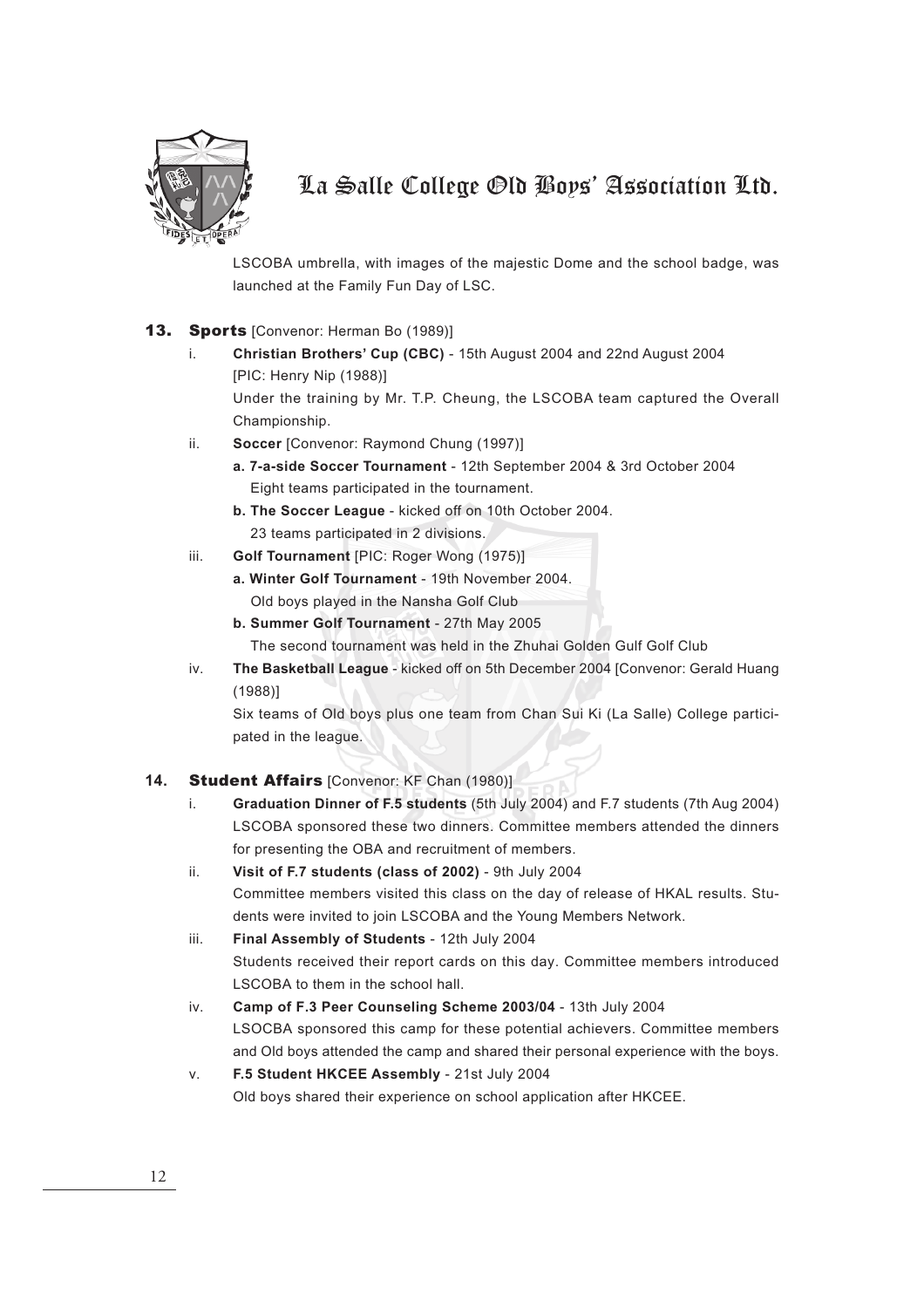LSCOBA umbrella, with images of the majestic Dome and the school badge, was launched at the Family Fun Day of LSC.

## 13. Sports [Convenor: Herman Bo (1989)]

i. **Christian Brothers' Cup (CBC)** - 15th August 2004 and 22nd August 2004 [PIC: Henry Nip (1988)]
   Under the training by Mr. T.P. Cheung, the LSCOBA team captured the Overall Championship.

ii. **Soccer** [Convenor: Raymond Chung (1997)]
   **a. 7-a-side Soccer Tournament** - 12th September 2004 & 3rd October 2004
   Eight teams participated in the tournament.
   **b. The Soccer League** - kicked off on 10th October 2004.
   23 teams participated in 2 divisions.

iii. **Golf Tournament** [PIC: Roger Wong (1975)]
   **a. Winter Golf Tournament** - 19th November 2004.
   Old boys played in the Nansha Golf Club
   **b. Summer Golf Tournament** - 27th May 2005
   The second tournament was held in the Zhuhai Golden Gulf Golf Club

iv. **The Basketball League** - kicked off on 5th December 2004 [Convenor: Gerald Huang (1988)]
   Six teams of Old boys plus one team from Chan Sui Ki (La Salle) College participated in the league.

## 14. Student Affairs [Convenor: KF Chan (1980)]

i. **Graduation Dinner of F.5 students** (5th July 2004) and F.7 students (7th Aug 2004)
   LSCOBA sponsored these two dinners. Committee members attended the dinners for presenting the OBA and recruitment of members.

ii. **Visit of F.7 students (class of 2002)** - 9th July 2004
   Committee members visited this class on the day of release of HKAL results. Students were invited to join LSCOBA and the Young Members Network.

iii. **Final Assembly of Students** - 12th July 2004
   Students received their report cards on this day. Committee members introduced LSCOBA to them in the school hall.

iv. **Camp of F.3 Peer Counseling Scheme 2003/04** - 13th July 2004
   LSOCBA sponsored this camp for these potential achievers. Committee members and Old boys attended the camp and shared their personal experience with the boys.

v. **F.5 Student HKCEE Assembly** - 21st July 2004
   Old boys shared their experience on school application after HKCEE.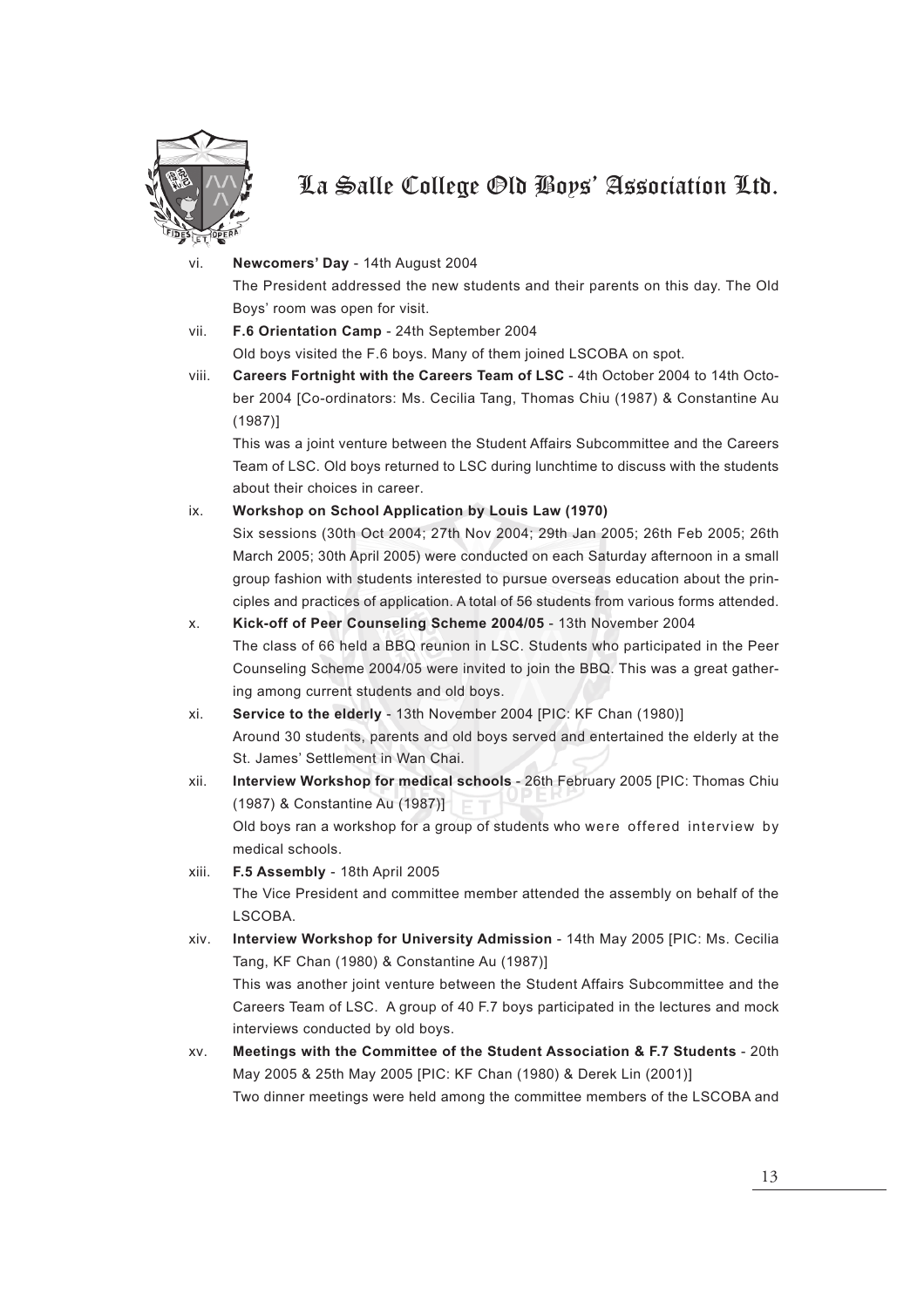vi. **Newcomers' Day** - 14th August 2004

The President addressed the new students and their parents on this day. The Old Boys' room was open for visit.

vii. **F.6 Orientation Camp** - 24th September 2004

Old boys visited the F.6 boys. Many of them joined LSCOBA on spot.

viii. **Careers Fortnight with the Careers Team of LSC** - 4th October 2004 to 14th October 2004 [Co-ordinators: Ms. Cecilia Tang, Thomas Chiu (1987) & Constantine Au (1987)]

This was a joint venture between the Student Affairs Subcommittee and the Careers Team of LSC. Old boys returned to LSC during lunchtime to discuss with the students about their choices in career.

ix. **Workshop on School Application by Louis Law (1970)**

Six sessions (30th Oct 2004; 27th Nov 2004; 29th Jan 2005; 26th Feb 2005; 26th March 2005; 30th April 2005) were conducted on each Saturday afternoon in a small group fashion with students interested to pursue overseas education about the principles and practices of application. A total of 56 students from various forms attended.

x. **Kick-off of Peer Counseling Scheme 2004/05** - 13th November 2004

The class of 66 held a BBQ reunion in LSC. Students who participated in the Peer Counseling Scheme 2004/05 were invited to join the BBQ. This was a great gathering among current students and old boys.

xi. **Service to the elderly** - 13th November 2004 [PIC: KF Chan (1980)]

Around 30 students, parents and old boys served and entertained the elderly at the St. James' Settlement in Wan Chai.

xii. **Interview Workshop for medical schools** - 26th February 2005 [PIC: Thomas Chiu (1987) & Constantine Au (1987)]

Old boys ran a workshop for a group of students who were offered interview by medical schools.

xiii. **F.5 Assembly** - 18th April 2005

The Vice President and committee member attended the assembly on behalf of the LSCOBA.

xiv. **Interview Workshop for University Admission** - 14th May 2005 [PIC: Ms. Cecilia Tang, KF Chan (1980) & Constantine Au (1987)]

This was another joint venture between the Student Affairs Subcommittee and the Careers Team of LSC. A group of 40 F.7 boys participated in the lectures and mock interviews conducted by old boys.

xv. **Meetings with the Committee of the Student Association & F.7 Students** - 20th May 2005 & 25th May 2005 [PIC: KF Chan (1980) & Derek Lin (2001)]

Two dinner meetings were held among the committee members of the LSCOBA and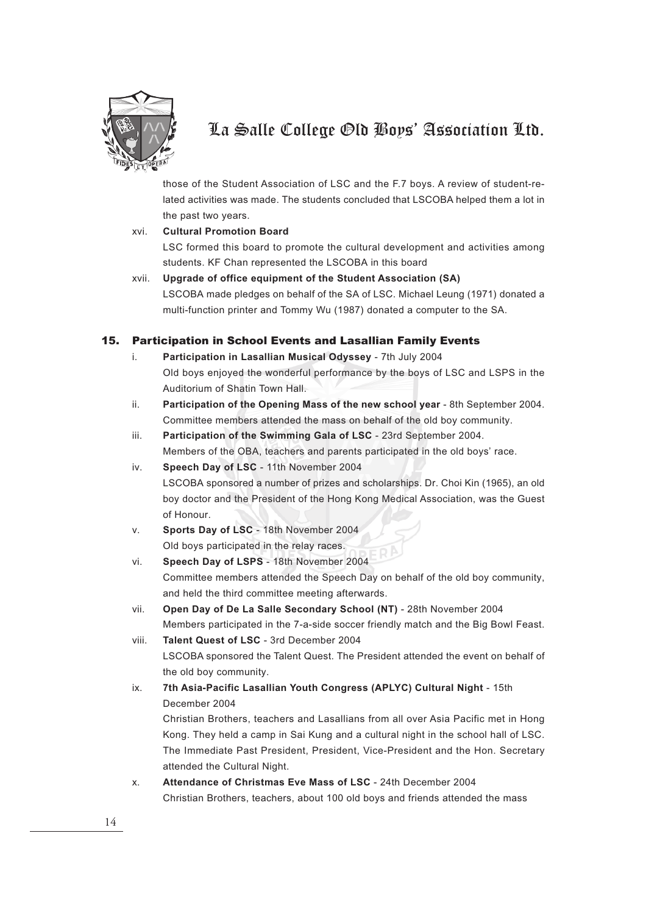those of the Student Association of LSC and the F.7 boys. A review of student-related activities was made. The students concluded that LSCOBA helped them a lot in the past two years.

xvi. **Cultural Promotion Board**
LSC formed this board to promote the cultural development and activities among students. KF Chan represented the LSCOBA in this board

xvii. **Upgrade of office equipment of the Student Association (SA)**
LSCOBA made pledges on behalf of the SA of LSC. Michael Leung (1971) donated a multi-function printer and Tommy Wu (1987) donated a computer to the SA.

## 15. Participation in School Events and Lasallian Family Events

i. **Participation in Lasallian Musical Odyssey** - 7th July 2004
Old boys enjoyed the wonderful performance by the boys of LSC and LSPS in the Auditorium of Shatin Town Hall.

ii. **Participation of the Opening Mass of the new school year** - 8th September 2004.
Committee members attended the mass on behalf of the old boy community.

iii. **Participation of the Swimming Gala of LSC** - 23rd September 2004.
Members of the OBA, teachers and parents participated in the old boys' race.

iv. **Speech Day of LSC** - 11th November 2004
LSCOBA sponsored a number of prizes and scholarships. Dr. Choi Kin (1965), an old boy doctor and the President of the Hong Kong Medical Association, was the Guest of Honour.

v. **Sports Day of LSC** - 18th November 2004
Old boys participated in the relay races.

vi. **Speech Day of LSPS** - 18th November 2004
Committee members attended the Speech Day on behalf of the old boy community, and held the third committee meeting afterwards.

vii. **Open Day of De La Salle Secondary School (NT)** - 28th November 2004
Members participated in the 7-a-side soccer friendly match and the Big Bowl Feast.

viii. **Talent Quest of LSC** - 3rd December 2004
LSCOBA sponsored the Talent Quest. The President attended the event on behalf of the old boy community.

ix. **7th Asia-Pacific Lasallian Youth Congress (APLYC) Cultural Night** - 15th December 2004
Christian Brothers, teachers and Lasallians from all over Asia Pacific met in Hong Kong. They held a camp in Sai Kung and a cultural night in the school hall of LSC. The Immediate Past President, President, Vice-President and the Hon. Secretary attended the Cultural Night.

x. **Attendance of Christmas Eve Mass of LSC** - 24th December 2004
Christian Brothers, teachers, about 100 old boys and friends attended the mass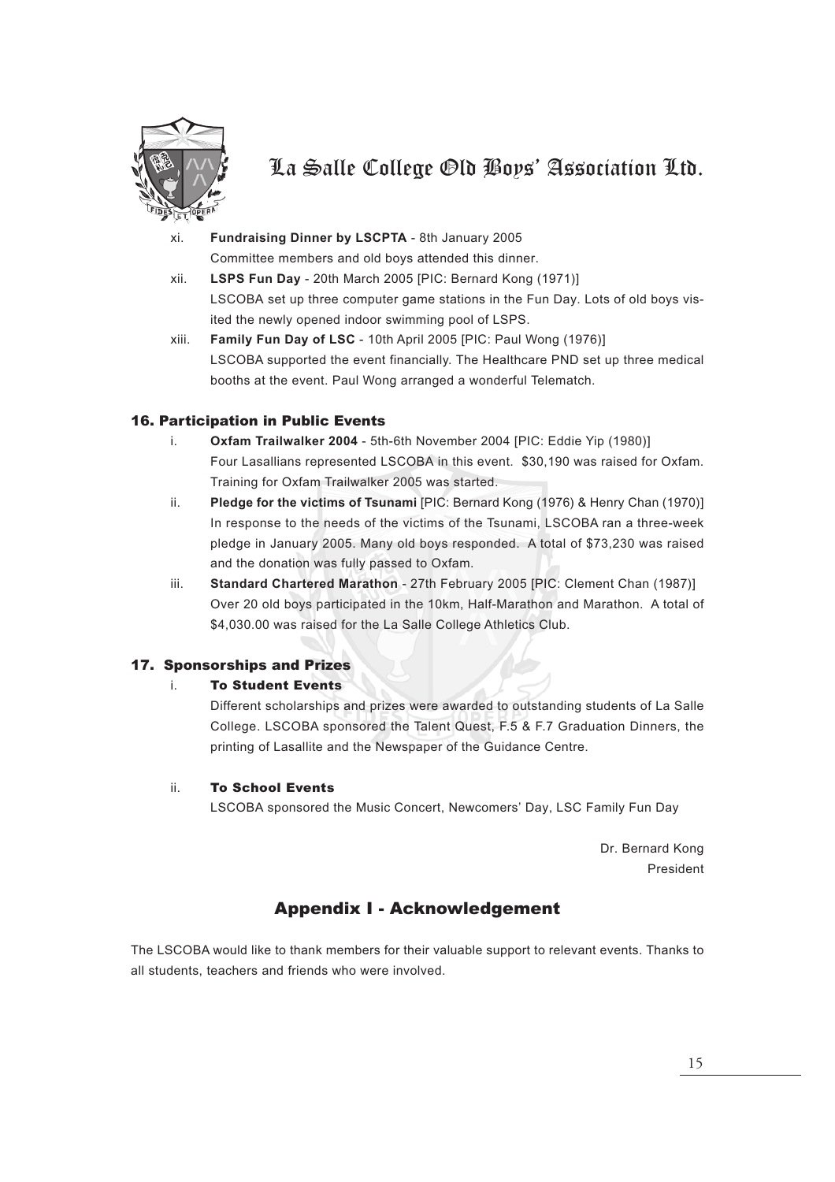xi. **Fundraising Dinner by LSCPTA** - 8th January 2005
Committee members and old boys attended this dinner.

xii. **LSPS Fun Day** - 20th March 2005 [PIC: Bernard Kong (1971)]
LSCOBA set up three computer game stations in the Fun Day. Lots of old boys visited the newly opened indoor swimming pool of LSPS.

xiii. **Family Fun Day of LSC** - 10th April 2005 [PIC: Paul Wong (1976)]
LSCOBA supported the event financially. The Healthcare PND set up three medical booths at the event. Paul Wong arranged a wonderful Telematch.

## 16. Participation in Public Events

i. **Oxfam Trailwalker 2004** - 5th-6th November 2004 [PIC: Eddie Yip (1980)]
Four Lasallians represented LSCOBA in this event. $30,190 was raised for Oxfam. Training for Oxfam Trailwalker 2005 was started.

ii. **Pledge for the victims of Tsunami** [PIC: Bernard Kong (1976) & Henry Chan (1970)]
In response to the needs of the victims of the Tsunami, LSCOBA ran a three-week pledge in January 2005. Many old boys responded. A total of $73,230 was raised and the donation was fully passed to Oxfam.

iii. **Standard Chartered Marathon** - 27th February 2005 [PIC: Clement Chan (1987)]
Over 20 old boys participated in the 10km, Half-Marathon and Marathon. A total of $4,030.00 was raised for the La Salle College Athletics Club.

## 17. Sponsorships and Prizes

### i. To Student Events

Different scholarships and prizes were awarded to outstanding students of La Salle College. LSCOBA sponsored the Talent Quest, F.5 & F.7 Graduation Dinners, the printing of Lasallite and the Newspaper of the Guidance Centre.

### ii. To School Events

LSCOBA sponsored the Music Concert, Newcomers' Day, LSC Family Fun Day

Dr. Bernard Kong
President

## Appendix I - Acknowledgement

The LSCOBA would like to thank members for their valuable support to relevant events. Thanks to all students, teachers and friends who were involved.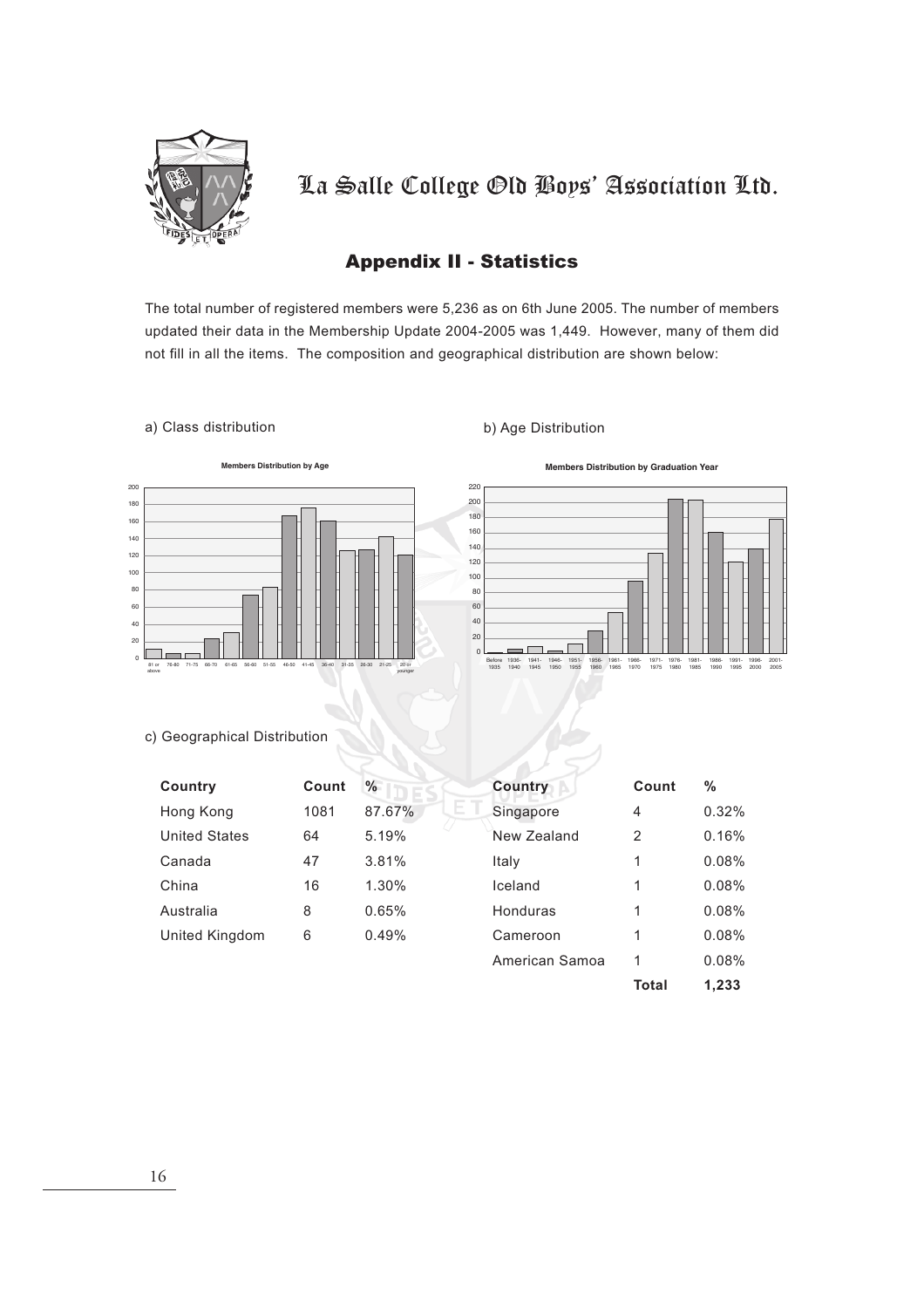# La Salle College Old Boys' Association Ltd.

## Appendix II - Statistics

The total number of registered members were 5,236 as on 6th June 2005. The number of members updated their data in the Membership Update 2004-2005 was 1,449. However, many of them did not fill in all the items. The composition and geographical distribution are shown below:

a) Class distribution

**Members Distribution by Age**

b) Age Distribution

**Members Distribution by Graduation Year**

c) Geographical Distribution

| Country | Count | % |
|---|---|---|
| Hong Kong | 1081 | 87.67% |
| United States | 64 | 5.19% |
| Canada | 47 | 3.81% |
| China | 16 | 1.30% |
| Australia | 8 | 0.65% |
| United Kingdom | 6 | 0.49% |
| Singapore | 4 | 0.32% |
| New Zealand | 2 | 0.16% |
| Italy | 1 | 0.08% |
| Iceland | 1 | 0.08% |
| Honduras | 1 | 0.08% |
| Cameroon | 1 | 0.08% |
| American Samoa | 1 | 0.08% |
| **Total** | **1,233** | |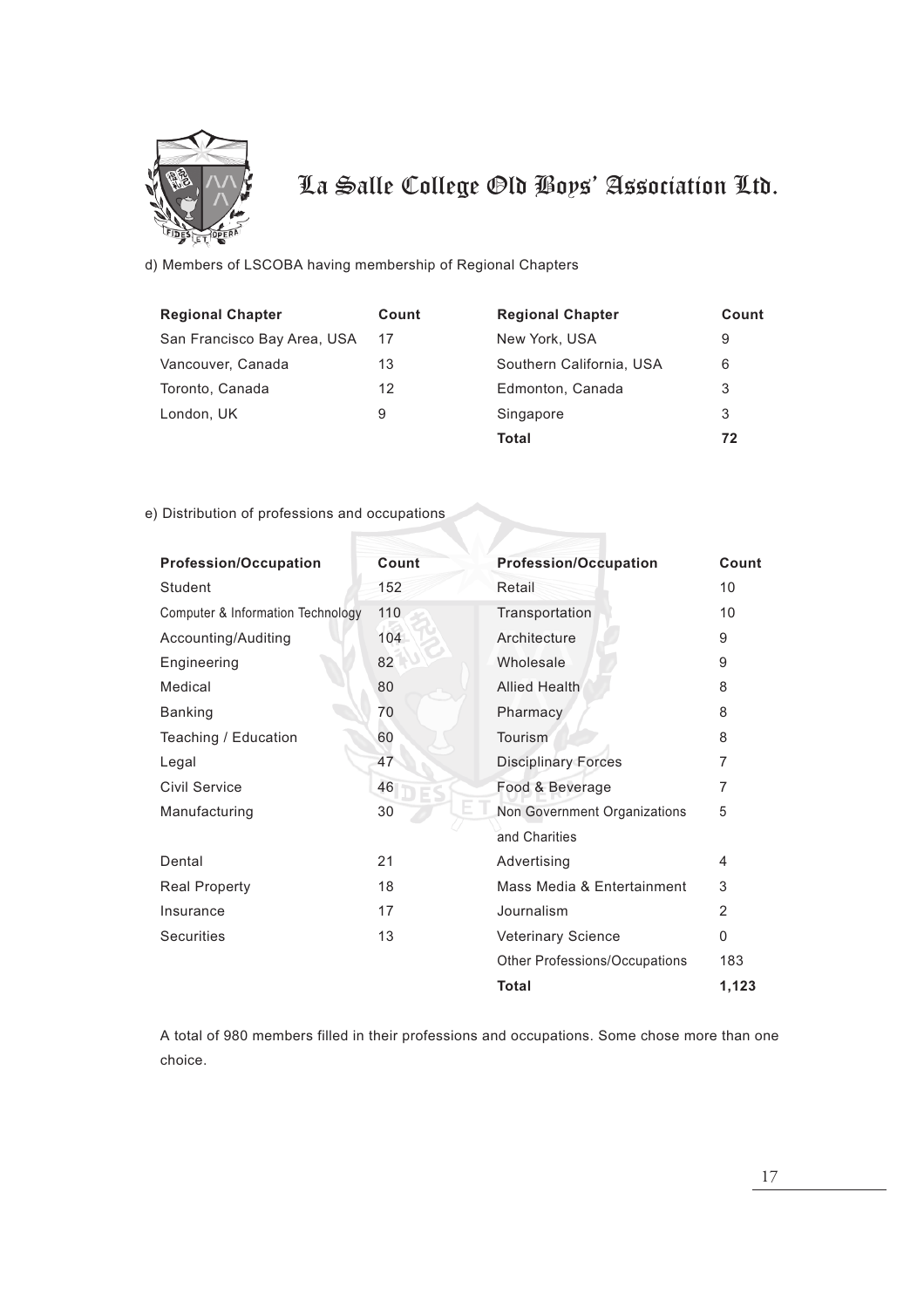# La Salle College Old Boys' Association Ltd.

d) Members of LSCOBA having membership of Regional Chapters

| Regional Chapter | Count | Regional Chapter | Count |
|---|---|---|---|
| San Francisco Bay Area, USA | 17 | New York, USA | 9 |
| Vancouver, Canada | 13 | Southern California, USA | 6 |
| Toronto, Canada | 12 | Edmonton, Canada | 3 |
| London, UK | 9 | Singapore | 3 |
| | | **Total** | **72** |

e) Distribution of professions and occupations

| Profession/Occupation | Count | Profession/Occupation | Count |
|---|---|---|---|
| Student | 152 | Retail | 10 |
| Computer & Information Technology | 110 | Transportation | 10 |
| Accounting/Auditing | 104 | Architecture | 9 |
| Engineering | 82 | Wholesale | 9 |
| Medical | 80 | Allied Health | 8 |
| Banking | 70 | Pharmacy | 8 |
| Teaching / Education | 60 | Tourism | 8 |
| Legal | 47 | Disciplinary Forces | 7 |
| Civil Service | 46 | Food & Beverage | 7 |
| Manufacturing | 30 | Non Government Organizations and Charities | 5 |
| Dental | 21 | Advertising | 4 |
| Real Property | 18 | Mass Media & Entertainment | 3 |
| Insurance | 17 | Journalism | 2 |
| Securities | 13 | Veterinary Science | 0 |
| | | Other Professions/Occupations | 183 |
| | | **Total** | **1,123** |

A total of 980 members filled in their professions and occupations. Some chose more than one choice.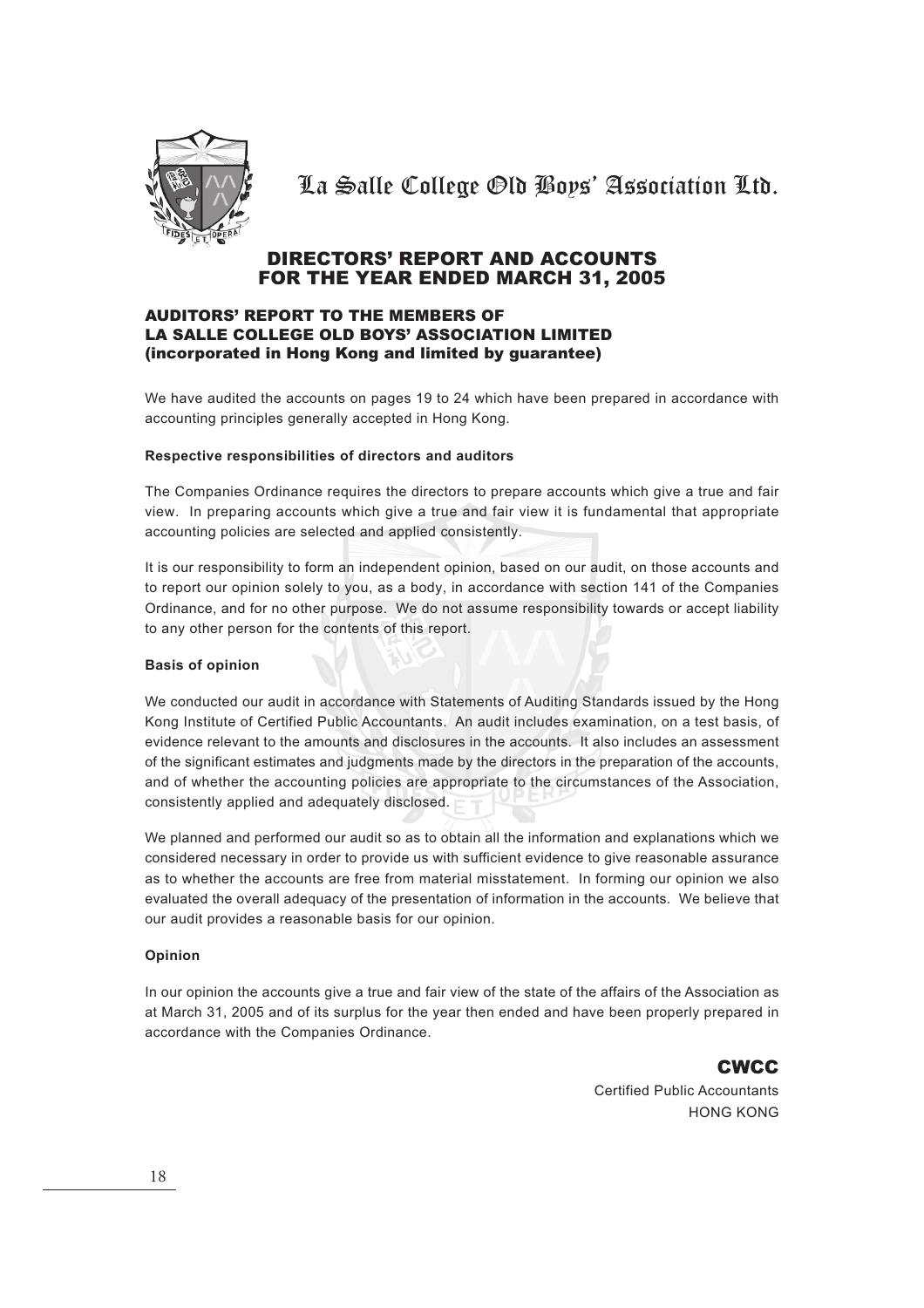# La Salle College Old Boys' Association Ltd.

## DIRECTORS' REPORT AND ACCOUNTS FOR THE YEAR ENDED MARCH 31, 2005

### AUDITORS' REPORT TO THE MEMBERS OF LA SALLE COLLEGE OLD BOYS' ASSOCIATION LIMITED (incorporated in Hong Kong and limited by guarantee)

We have audited the accounts on pages 19 to 24 which have been prepared in accordance with accounting principles generally accepted in Hong Kong.

**Respective responsibilities of directors and auditors**

The Companies Ordinance requires the directors to prepare accounts which give a true and fair view. In preparing accounts which give a true and fair view it is fundamental that appropriate accounting policies are selected and applied consistently.

It is our responsibility to form an independent opinion, based on our audit, on those accounts and to report our opinion solely to you, as a body, in accordance with section 141 of the Companies Ordinance, and for no other purpose. We do not assume responsibility towards or accept liability to any other person for the contents of this report.

**Basis of opinion**

We conducted our audit in accordance with Statements of Auditing Standards issued by the Hong Kong Institute of Certified Public Accountants. An audit includes examination, on a test basis, of evidence relevant to the amounts and disclosures in the accounts. It also includes an assessment of the significant estimates and judgments made by the directors in the preparation of the accounts, and of whether the accounting policies are appropriate to the circumstances of the Association, consistently applied and adequately disclosed.

We planned and performed our audit so as to obtain all the information and explanations which we considered necessary in order to provide us with sufficient evidence to give reasonable assurance as to whether the accounts are free from material misstatement. In forming our opinion we also evaluated the overall adequacy of the presentation of information in the accounts. We believe that our audit provides a reasonable basis for our opinion.

**Opinion**

In our opinion the accounts give a true and fair view of the state of the affairs of the Association as at March 31, 2005 and of its surplus for the year then ended and have been properly prepared in accordance with the Companies Ordinance.

**CWCC**
Certified Public Accountants
HONG KONG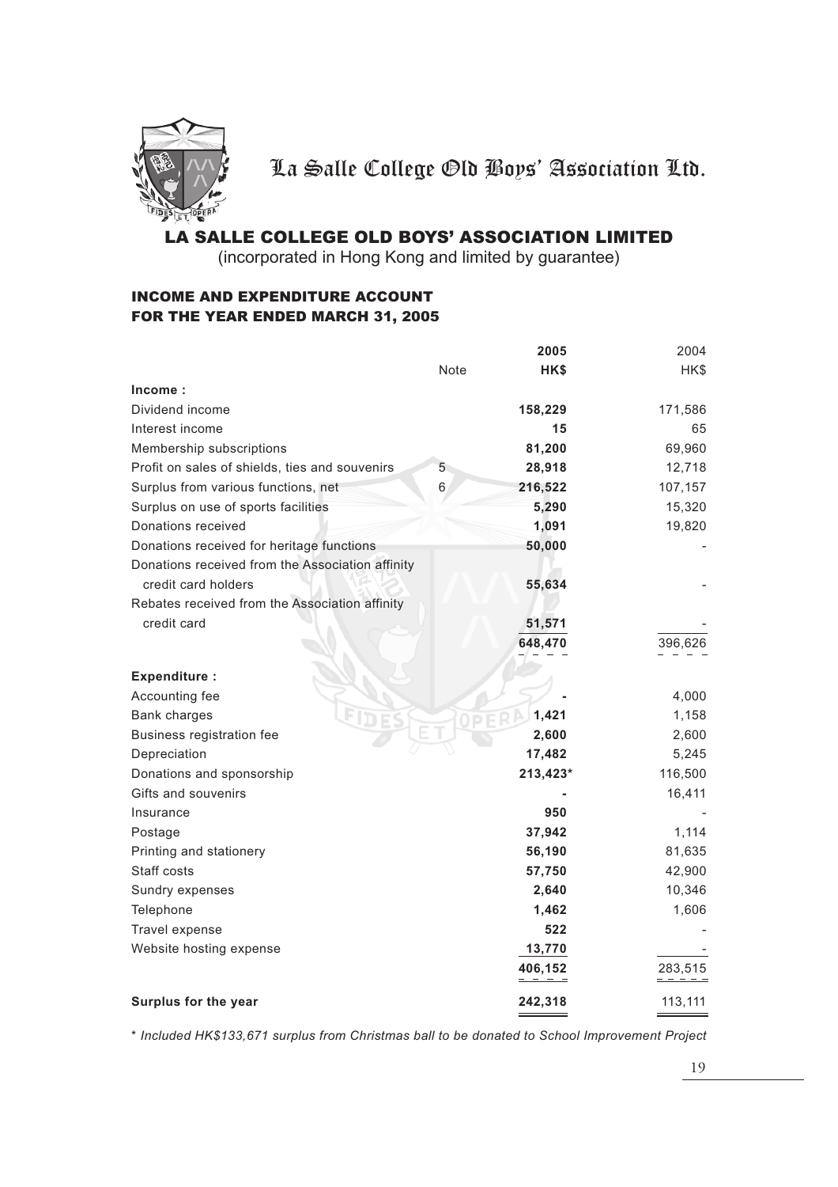La Salle College Old Boys' Association Ltd.

# LA SALLE COLLEGE OLD BOYS' ASSOCIATION LIMITED

(incorporated in Hong Kong and limited by guarantee)

## INCOME AND EXPENDITURE ACCOUNT
## FOR THE YEAR ENDED MARCH 31, 2005

| | Note | 2005 | 2004 |
|---|---|---|---|
| | | HK$ | HK$ |
| **Income :** | | | |
| Dividend income | | 158,229 | 171,586 |
| Interest income | | 15 | 65 |
| Membership subscriptions | | 81,200 | 69,960 |
| Profit on sales of shields, ties and souvenirs | 5 | 28,918 | 12,718 |
| Surplus from various functions, net | 6 | 216,522 | 107,157 |
| Surplus on use of sports facilities | | 5,290 | 15,320 |
| Donations received | | 1,091 | 19,820 |
| Donations received for heritage functions | | 50,000 | - |
| Donations received from the Association affinity credit card holders | | 55,634 | - |
| Rebates received from the Association affinity credit card | | 51,571 | - |
| | | 648,470 | 396,626 |
| **Expenditure :** | | | |
| Accounting fee | | - | 4,000 |
| Bank charges | | 1,421 | 1,158 |
| Business registration fee | | 2,600 | 2,600 |
| Depreciation | | 17,482 | 5,245 |
| Donations and sponsorship | | 213,423* | 116,500 |
| Gifts and souvenirs | | - | 16,411 |
| Insurance | | 950 | - |
| Postage | | 37,942 | 1,114 |
| Printing and stationery | | 56,190 | 81,635 |
| Staff costs | | 57,750 | 42,900 |
| Sundry expenses | | 2,640 | 10,346 |
| Telephone | | 1,462 | 1,606 |
| Travel expense | | 522 | - |
| Website hosting expense | | 13,770 | - |
| | | 406,152 | 283,515 |
| **Surplus for the year** | | 242,318 | 113,111 |

*\* Included HK$133,671 surplus from Christmas ball to be donated to School Improvement Project*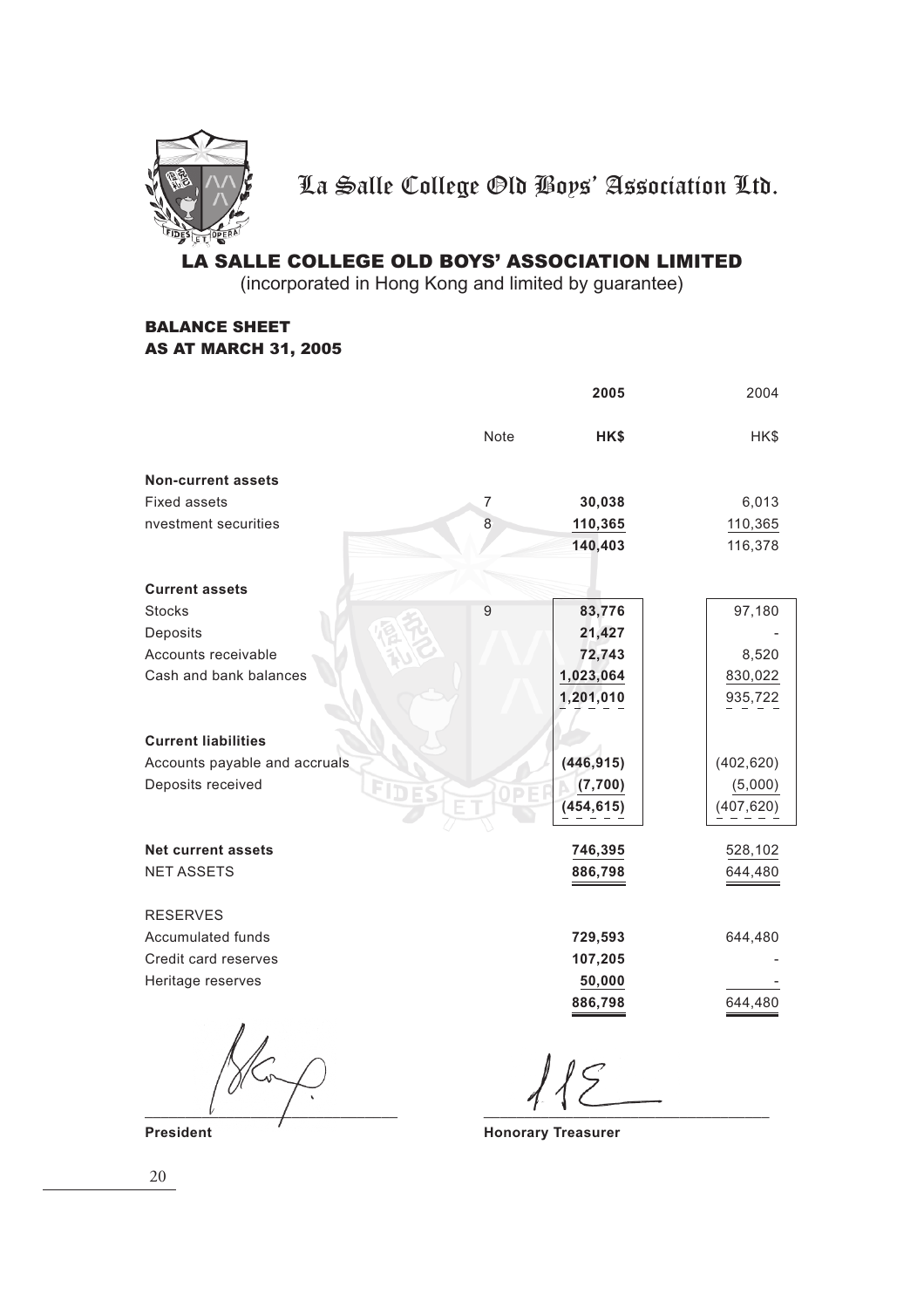La Salle College Old Boys' Association Ltd.

# LA SALLE COLLEGE OLD BOYS' ASSOCIATION LIMITED

(incorporated in Hong Kong and limited by guarantee)

## BALANCE SHEET
## AS AT MARCH 31, 2005

| | Note | **2005** | 2004 |
|---|---|---|---|
| | | **HK$** | HK$ |
| **Non-current assets** | | | |
| Fixed assets | 7 | **30,038** | 6,013 |
| nvestment securities | 8 | **110,365** | 110,365 |
| | | **140,403** | 116,378 |
| **Current assets** | | | |
| Stocks | 9 | **83,776** | 97,180 |
| Deposits | | **21,427** | - |
| Accounts receivable | | **72,743** | 8,520 |
| Cash and bank balances | | **1,023,064** | 830,022 |
| | | **1,201,010** | 935,722 |
| **Current liabilities** | | | |
| Accounts payable and accruals | | **(446,915)** | (402,620) |
| Deposits received | | **(7,700)** | (5,000) |
| | | **(454,615)** | (407,620) |
| **Net current assets** | | **746,395** | 528,102 |
| NET ASSETS | | **886,798** | 644,480 |
| RESERVES | | | |
| Accumulated funds | | **729,593** | 644,480 |
| Credit card reserves | | **107,205** | - |
| Heritage reserves | | **50,000** | - |
| | | **886,798** | 644,480 |

**President** **Honorary Treasurer**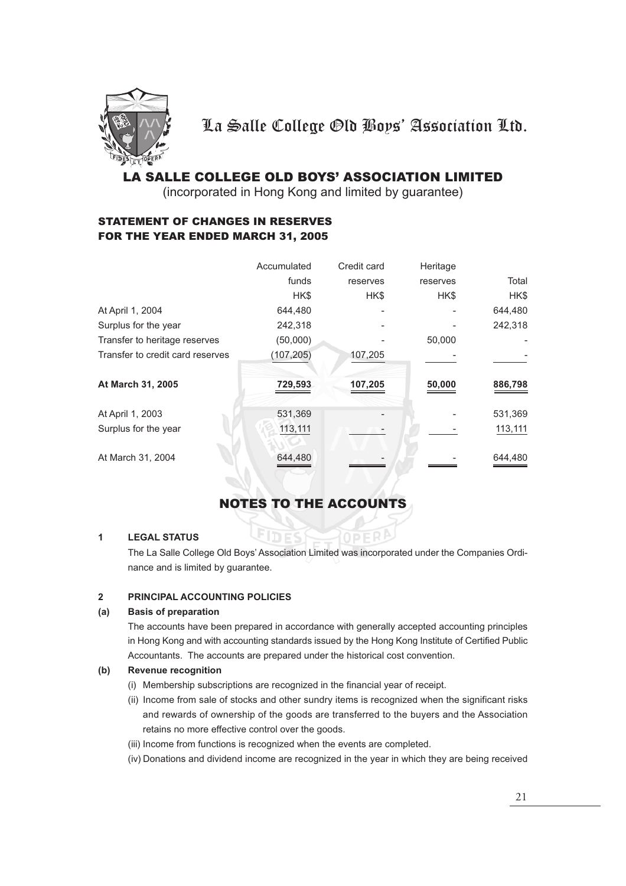# La Salle College Old Boys' Association Ltd.

## LA SALLE COLLEGE OLD BOYS' ASSOCIATION LIMITED

(incorporated in Hong Kong and limited by guarantee)

### STATEMENT OF CHANGES IN RESERVES FOR THE YEAR ENDED MARCH 31, 2005

| | Accumulated funds | Credit card reserves | Heritage reserves | Total |
|---|---|---|---|---|
| | HK$ | HK$ | HK$ | HK$ |
| At April 1, 2004 | 644,480 | - | - | 644,480 |
| Surplus for the year | 242,318 | - | - | 242,318 |
| Transfer to heritage reserves | (50,000) | - | 50,000 | - |
| Transfer to credit card reserves | (107,205) | 107,205 | - | - |
| **At March 31, 2005** | **729,593** | **107,205** | **50,000** | **886,798** |
| At April 1, 2003 | 531,369 | - | - | 531,369 |
| Surplus for the year | 113,111 | - | - | 113,111 |
| At March 31, 2004 | 644,480 | - | - | 644,480 |

## NOTES TO THE ACCOUNTS

**1 LEGAL STATUS**

The La Salle College Old Boys' Association Limited was incorporated under the Companies Ordinance and is limited by guarantee.

**2 PRINCIPAL ACCOUNTING POLICIES**

**(a) Basis of preparation**

The accounts have been prepared in accordance with generally accepted accounting principles in Hong Kong and with accounting standards issued by the Hong Kong Institute of Certified Public Accountants. The accounts are prepared under the historical cost convention.

**(b) Revenue recognition**

(i) Membership subscriptions are recognized in the financial year of receipt.

(ii) Income from sale of stocks and other sundry items is recognized when the significant risks and rewards of ownership of the goods are transferred to the buyers and the Association retains no more effective control over the goods.

(iii) Income from functions is recognized when the events are completed.

(iv) Donations and dividend income are recognized in the year in which they are being received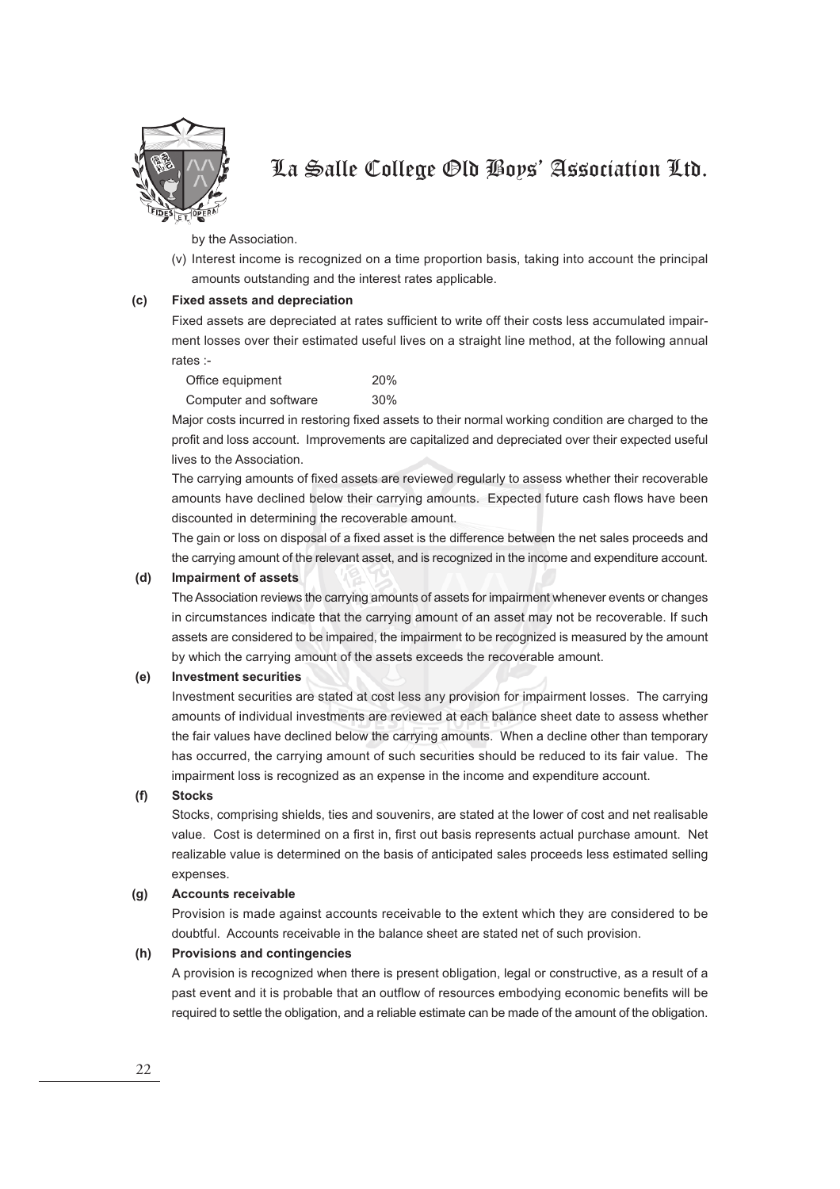by the Association.

(v) Interest income is recognized on a time proportion basis, taking into account the principal amounts outstanding and the interest rates applicable.

**(c) Fixed assets and depreciation**

Fixed assets are depreciated at rates sufficient to write off their costs less accumulated impairment losses over their estimated useful lives on a straight line method, at the following annual rates :-

| | |
|---|---|
| Office equipment | 20% |
| Computer and software | 30% |

Major costs incurred in restoring fixed assets to their normal working condition are charged to the profit and loss account. Improvements are capitalized and depreciated over their expected useful lives to the Association.

The carrying amounts of fixed assets are reviewed regularly to assess whether their recoverable amounts have declined below their carrying amounts. Expected future cash flows have been discounted in determining the recoverable amount.

The gain or loss on disposal of a fixed asset is the difference between the net sales proceeds and the carrying amount of the relevant asset, and is recognized in the income and expenditure account.

**(d) Impairment of assets**

The Association reviews the carrying amounts of assets for impairment whenever events or changes in circumstances indicate that the carrying amount of an asset may not be recoverable. If such assets are considered to be impaired, the impairment to be recognized is measured by the amount by which the carrying amount of the assets exceeds the recoverable amount.

**(e) Investment securities**

Investment securities are stated at cost less any provision for impairment losses. The carrying amounts of individual investments are reviewed at each balance sheet date to assess whether the fair values have declined below the carrying amounts. When a decline other than temporary has occurred, the carrying amount of such securities should be reduced to its fair value. The impairment loss is recognized as an expense in the income and expenditure account.

**(f) Stocks**

Stocks, comprising shields, ties and souvenirs, are stated at the lower of cost and net realisable value. Cost is determined on a first in, first out basis represents actual purchase amount. Net realizable value is determined on the basis of anticipated sales proceeds less estimated selling expenses.

**(g) Accounts receivable**

Provision is made against accounts receivable to the extent which they are considered to be doubtful. Accounts receivable in the balance sheet are stated net of such provision.

**(h) Provisions and contingencies**

A provision is recognized when there is present obligation, legal or constructive, as a result of a past event and it is probable that an outflow of resources embodying economic benefits will be required to settle the obligation, and a reliable estimate can be made of the amount of the obligation.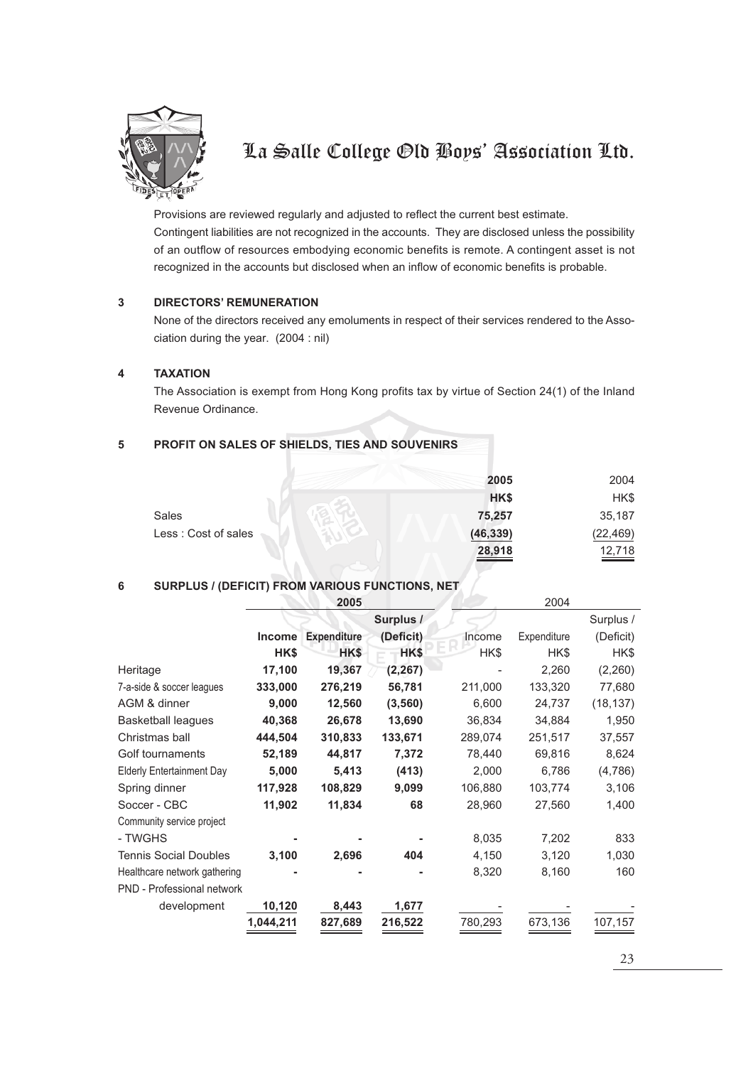Provisions are reviewed regularly and adjusted to reflect the current best estimate.

Contingent liabilities are not recognized in the accounts. They are disclosed unless the possibility of an outflow of resources embodying economic benefits is remote. A contingent asset is not recognized in the accounts but disclosed when an inflow of economic benefits is probable.

## 3 DIRECTORS' REMUNERATION

None of the directors received any emoluments in respect of their services rendered to the Association during the year. (2004 : nil)

## 4 TAXATION

The Association is exempt from Hong Kong profits tax by virtue of Section 24(1) of the Inland Revenue Ordinance.

## 5 PROFIT ON SALES OF SHIELDS, TIES AND SOUVENIRS

| | **2005** | 2004 |
|---|---|---|
| | **HK$** | HK$ |
| Sales | **75,257** | 35,187 |
| Less : Cost of sales | **(46,339)** | (22,469) |
| | **28,918** | 12,718 |

## 6 SURPLUS / (DEFICIT) FROM VARIOUS FUNCTIONS, NET

| | **2005** | | | 2004 | | |
|---|---|---|---|---|---|---|
| | **Income** | **Expenditure** | **Surplus / (Deficit)** | Income | Expenditure | Surplus / (Deficit) |
| | **HK$** | **HK$** | **HK$** | HK$ | HK$ | HK$ |
| Heritage | **17,100** | **19,367** | **(2,267)** | - | 2,260 | (2,260) |
| 7-a-side & soccer leagues | **333,000** | **276,219** | **56,781** | 211,000 | 133,320 | 77,680 |
| AGM & dinner | **9,000** | **12,560** | **(3,560)** | 6,600 | 24,737 | (18,137) |
| Basketball leagues | **40,368** | **26,678** | **13,690** | 36,834 | 34,884 | 1,950 |
| Christmas ball | **444,504** | **310,833** | **133,671** | 289,074 | 251,517 | 37,557 |
| Golf tournaments | **52,189** | **44,817** | **7,372** | 78,440 | 69,816 | 8,624 |
| Elderly Entertainment Day | **5,000** | **5,413** | **(413)** | 2,000 | 6,786 | (4,786) |
| Spring dinner | **117,928** | **108,829** | **9,099** | 106,880 | 103,774 | 3,106 |
| Soccer - CBC | **11,902** | **11,834** | **68** | 28,960 | 27,560 | 1,400 |
| Community service project - TWGHS | **-** | **-** | **-** | 8,035 | 7,202 | 833 |
| Tennis Social Doubles | **3,100** | **2,696** | **404** | 4,150 | 3,120 | 1,030 |
| Healthcare network gathering | **-** | **-** | **-** | 8,320 | 8,160 | 160 |
| PND - Professional network development | **10,120** | **8,443** | **1,677** | - | - | - |
| | **1,044,211** | **827,689** | **216,522** | 780,293 | 673,136 | 107,157 |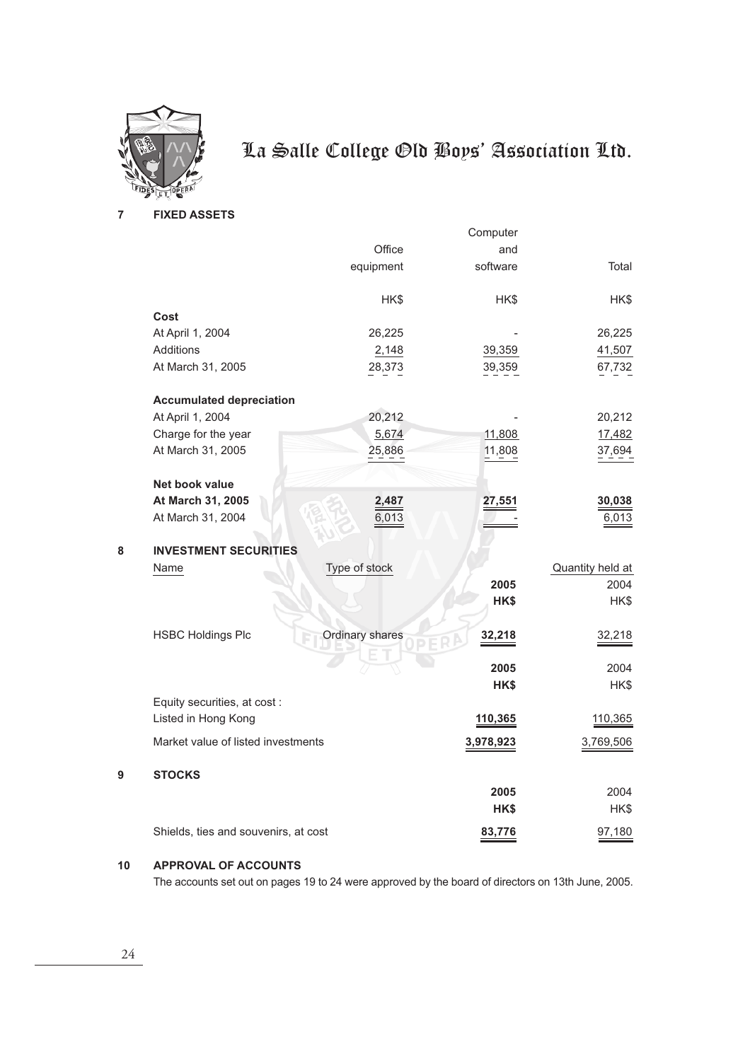## 7 FIXED ASSETS

| | Office equipment | Computer and software | Total |
|---|---|---|---|
| | HK$ | HK$ | HK$ |
| **Cost** | | | |
| At April 1, 2004 | 26,225 | - | 26,225 |
| Additions | 2,148 | 39,359 | 41,507 |
| At March 31, 2005 | 28,373 | 39,359 | 67,732 |
| **Accumulated depreciation** | | | |
| At April 1, 2004 | 20,212 | - | 20,212 |
| Charge for the year | 5,674 | 11,808 | 17,482 |
| At March 31, 2005 | 25,886 | 11,808 | 37,694 |
| **Net book value** | | | |
| **At March 31, 2005** | **2,487** | **27,551** | **30,038** |
| At March 31, 2004 | 6,013 | - | 6,013 |

## 8 INVESTMENT SECURITIES

| Name | Type of stock | | Quantity held at |
|---|---|---|---|
| | | **2005** | 2004 |
| | | **HK$** | HK$ |
| HSBC Holdings Plc | Ordinary shares | **32,218** | 32,218 |

| | 2005 | 2004 |
|---|---|---|
| | **HK$** | HK$ |
| Equity securities, at cost : | | |
| Listed in Hong Kong | **110,365** | 110,365 |
| Market value of listed investments | **3,978,923** | 3,769,506 |

## 9 STOCKS

| | 2005 | 2004 |
|---|---|---|
| | **HK$** | HK$ |
| Shields, ties and souvenirs, at cost | **83,776** | 97,180 |

## 10 APPROVAL OF ACCOUNTS

The accounts set out on pages 19 to 24 were approved by the board of directors on 13th June, 2005.